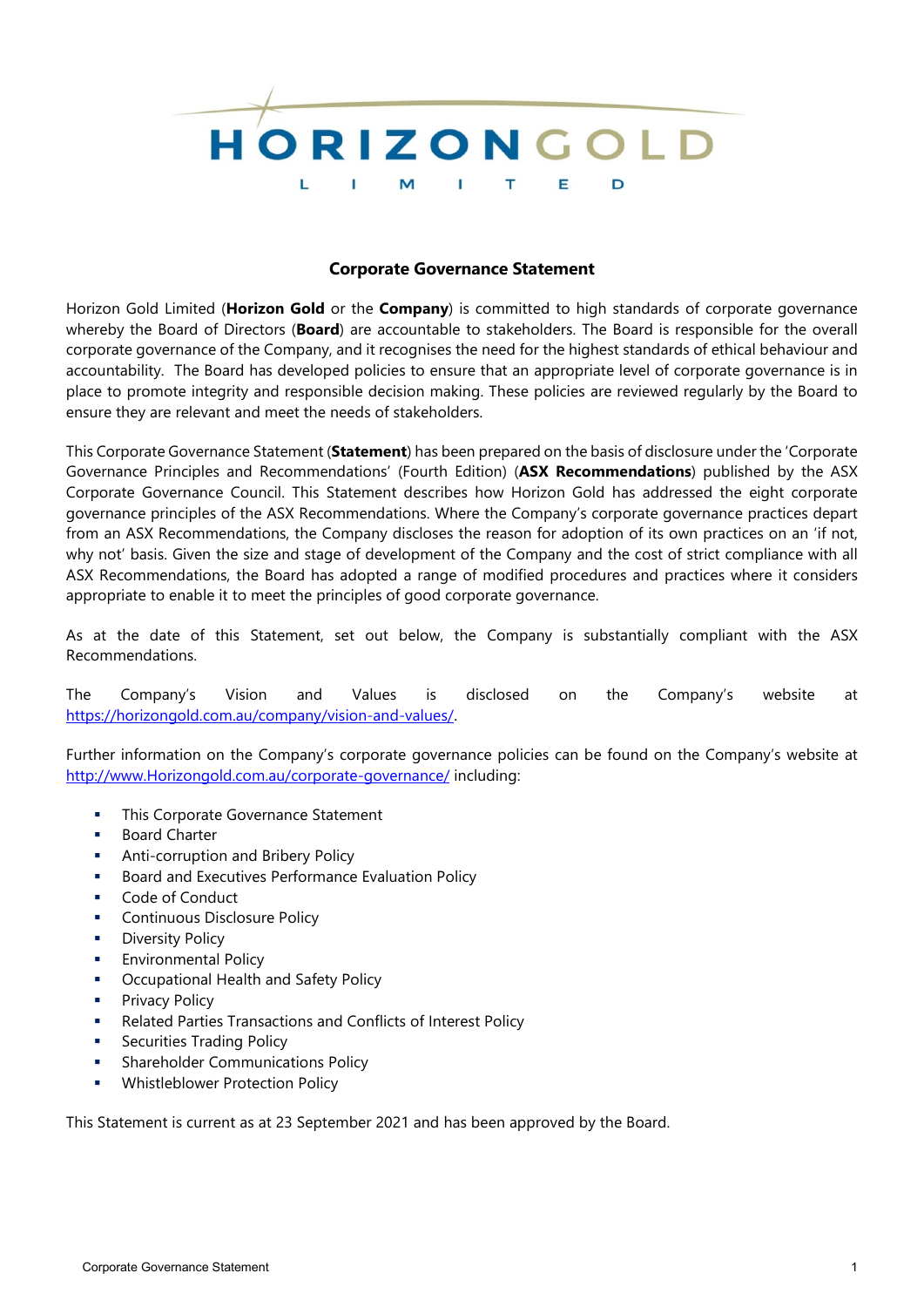HORIZON GOLD LIMITED

# Corporate Governance Statement

Horizon Gold Limited (**Horizon Gold** or the **Company**) is committed to high standards of corporate governance whereby the Board of Directors (**Board**) are accountable to stakeholders. The Board is responsible for the overall corporate governance of the Company, and it recognises the need for the highest standards of ethical behaviour and accountability. The Board has developed policies to ensure that an appropriate level of corporate governance is in place to promote integrity and responsible decision making. These policies are reviewed regularly by the Board to ensure they are relevant and meet the needs of stakeholders.

This Corporate Governance Statement (**Statement**) has been prepared on the basis of disclosure under the 'Corporate Governance Principles and Recommendations' (Fourth Edition) (**ASX Recommendations**) published by the ASX Corporate Governance Council. This Statement describes how Horizon Gold has addressed the eight corporate governance principles of the ASX Recommendations. Where the Company's corporate governance practices depart from an ASX Recommendations, the Company discloses the reason for adoption of its own practices on an 'if not, why not' basis. Given the size and stage of development of the Company and the cost of strict compliance with all ASX Recommendations, the Board has adopted a range of modified procedures and practices where it considers appropriate to enable it to meet the principles of good corporate governance.

As at the date of this Statement, set out below, the Company is substantially compliant with the ASX Recommendations.

The Company's Vision and Values is disclosed on the Company's website at https://horizongold.com.au/company/vision-and-values/.

Further information on the Company's corporate governance policies can be found on the Company's website at http://www.Horizongold.com.au/corporate-governance/ including:

- This Corporate Governance Statement
- Board Charter
- Anti-corruption and Bribery Policy
- Board and Executives Performance Evaluation Policy
- Code of Conduct
- Continuous Disclosure Policy
- Diversity Policy
- Environmental Policy
- Occupational Health and Safety Policy
- Privacy Policy
- Related Parties Transactions and Conflicts of Interest Policy
- Securities Trading Policy
- Shareholder Communications Policy
- Whistleblower Protection Policy

This Statement is current as at 23 September 2021 and has been approved by the Board.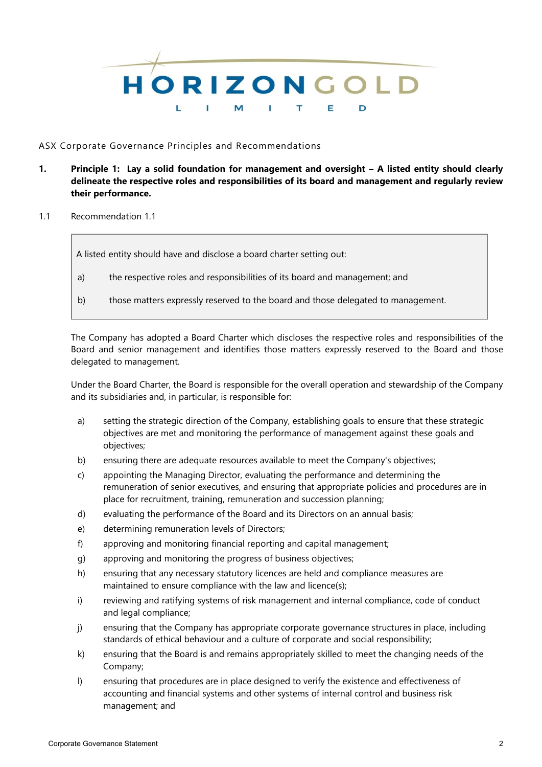ASX Corporate Governance Principles and Recommendations

## 1. Principle 1: Lay a solid foundation for management and oversight – A listed entity should clearly delineate the respective roles and responsibilities of its board and management and regularly review their performance.

### 1.1 Recommendation 1.1

> A listed entity should have and disclose a board charter setting out:
>
> a) the respective roles and responsibilities of its board and management; and
>
> b) those matters expressly reserved to the board and those delegated to management.

The Company has adopted a Board Charter which discloses the respective roles and responsibilities of the Board and senior management and identifies those matters expressly reserved to the Board and those delegated to management.

Under the Board Charter, the Board is responsible for the overall operation and stewardship of the Company and its subsidiaries and, in particular, is responsible for:

a) setting the strategic direction of the Company, establishing goals to ensure that these strategic objectives are met and monitoring the performance of management against these goals and objectives;

b) ensuring there are adequate resources available to meet the Company's objectives;

c) appointing the Managing Director, evaluating the performance and determining the remuneration of senior executives, and ensuring that appropriate policies and procedures are in place for recruitment, training, remuneration and succession planning;

d) evaluating the performance of the Board and its Directors on an annual basis;

e) determining remuneration levels of Directors;

f) approving and monitoring financial reporting and capital management;

g) approving and monitoring the progress of business objectives;

h) ensuring that any necessary statutory licences are held and compliance measures are maintained to ensure compliance with the law and licence(s);

i) reviewing and ratifying systems of risk management and internal compliance, code of conduct and legal compliance;

j) ensuring that the Company has appropriate corporate governance structures in place, including standards of ethical behaviour and a culture of corporate and social responsibility;

k) ensuring that the Board is and remains appropriately skilled to meet the changing needs of the Company;

l) ensuring that procedures are in place designed to verify the existence and effectiveness of accounting and financial systems and other systems of internal control and business risk management; and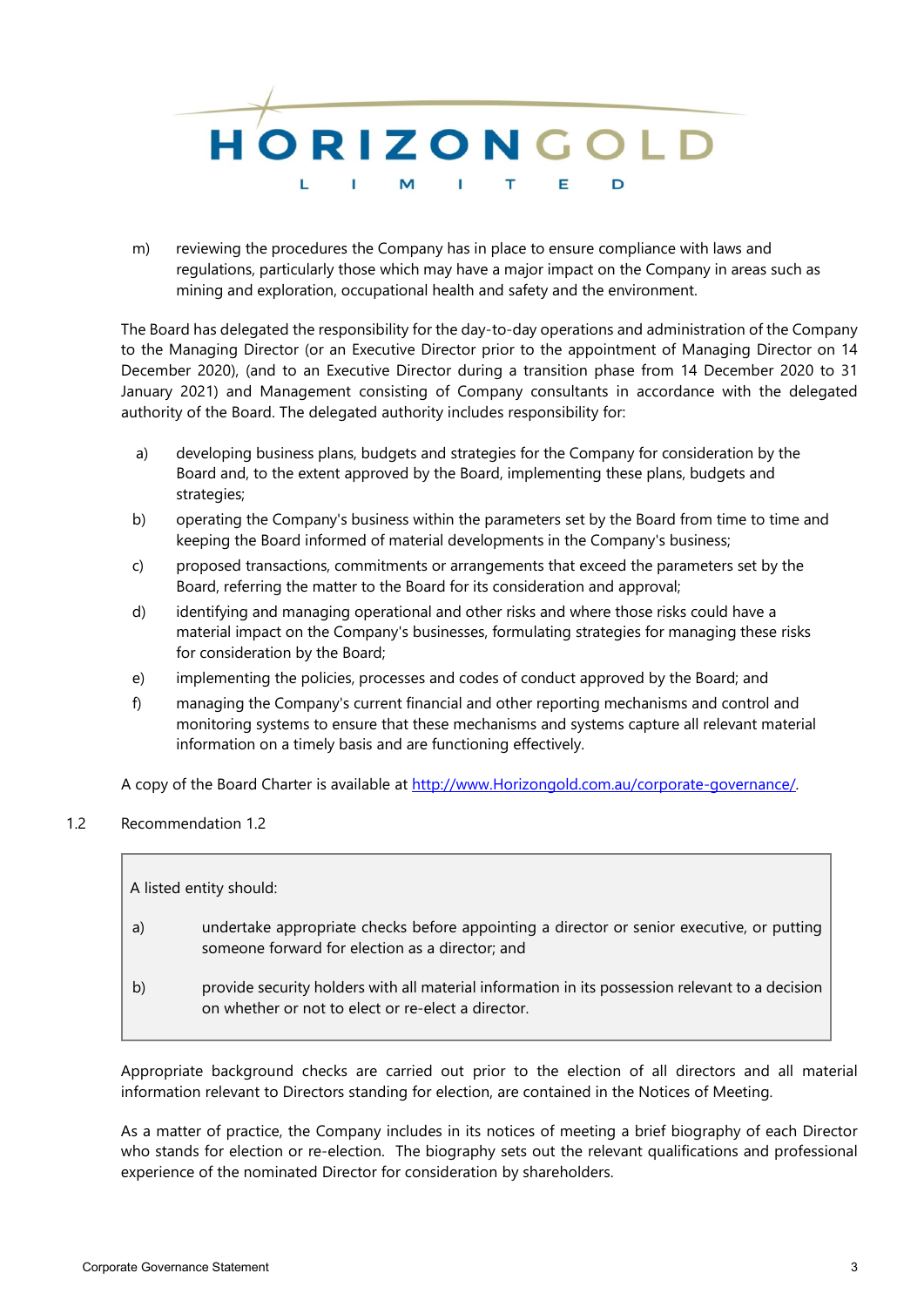m) reviewing the procedures the Company has in place to ensure compliance with laws and regulations, particularly those which may have a major impact on the Company in areas such as mining and exploration, occupational health and safety and the environment.

The Board has delegated the responsibility for the day-to-day operations and administration of the Company to the Managing Director (or an Executive Director prior to the appointment of Managing Director on 14 December 2020), (and to an Executive Director during a transition phase from 14 December 2020 to 31 January 2021) and Management consisting of Company consultants in accordance with the delegated authority of the Board. The delegated authority includes responsibility for:

a) developing business plans, budgets and strategies for the Company for consideration by the Board and, to the extent approved by the Board, implementing these plans, budgets and strategies;
b) operating the Company's business within the parameters set by the Board from time to time and keeping the Board informed of material developments in the Company's business;
c) proposed transactions, commitments or arrangements that exceed the parameters set by the Board, referring the matter to the Board for its consideration and approval;
d) identifying and managing operational and other risks and where those risks could have a material impact on the Company's businesses, formulating strategies for managing these risks for consideration by the Board;
e) implementing the policies, processes and codes of conduct approved by the Board; and
f) managing the Company's current financial and other reporting mechanisms and control and monitoring systems to ensure that these mechanisms and systems capture all relevant material information on a timely basis and are functioning effectively.

A copy of the Board Charter is available at [http://www.Horizongold.com.au/corporate-governance/](http://www.Horizongold.com.au/corporate-governance/).

## 1.2 Recommendation 1.2

> A listed entity should:
>
> a) undertake appropriate checks before appointing a director or senior executive, or putting someone forward for election as a director; and
>
> b) provide security holders with all material information in its possession relevant to a decision on whether or not to elect or re-elect a director.

Appropriate background checks are carried out prior to the election of all directors and all material information relevant to Directors standing for election, are contained in the Notices of Meeting.

As a matter of practice, the Company includes in its notices of meeting a brief biography of each Director who stands for election or re-election. The biography sets out the relevant qualifications and professional experience of the nominated Director for consideration by shareholders.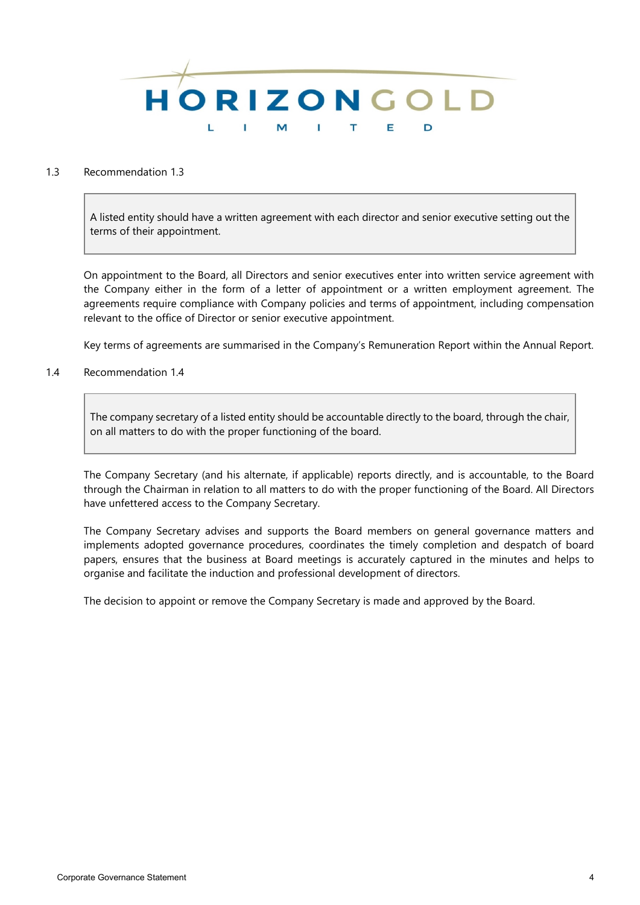### 1.3 Recommendation 1.3

> A listed entity should have a written agreement with each director and senior executive setting out the terms of their appointment.

On appointment to the Board, all Directors and senior executives enter into written service agreement with the Company either in the form of a letter of appointment or a written employment agreement. The agreements require compliance with Company policies and terms of appointment, including compensation relevant to the office of Director or senior executive appointment.

Key terms of agreements are summarised in the Company's Remuneration Report within the Annual Report.

### 1.4 Recommendation 1.4

> The company secretary of a listed entity should be accountable directly to the board, through the chair, on all matters to do with the proper functioning of the board.

The Company Secretary (and his alternate, if applicable) reports directly, and is accountable, to the Board through the Chairman in relation to all matters to do with the proper functioning of the Board. All Directors have unfettered access to the Company Secretary.

The Company Secretary advises and supports the Board members on general governance matters and implements adopted governance procedures, coordinates the timely completion and despatch of board papers, ensures that the business at Board meetings is accurately captured in the minutes and helps to organise and facilitate the induction and professional development of directors.

The decision to appoint or remove the Company Secretary is made and approved by the Board.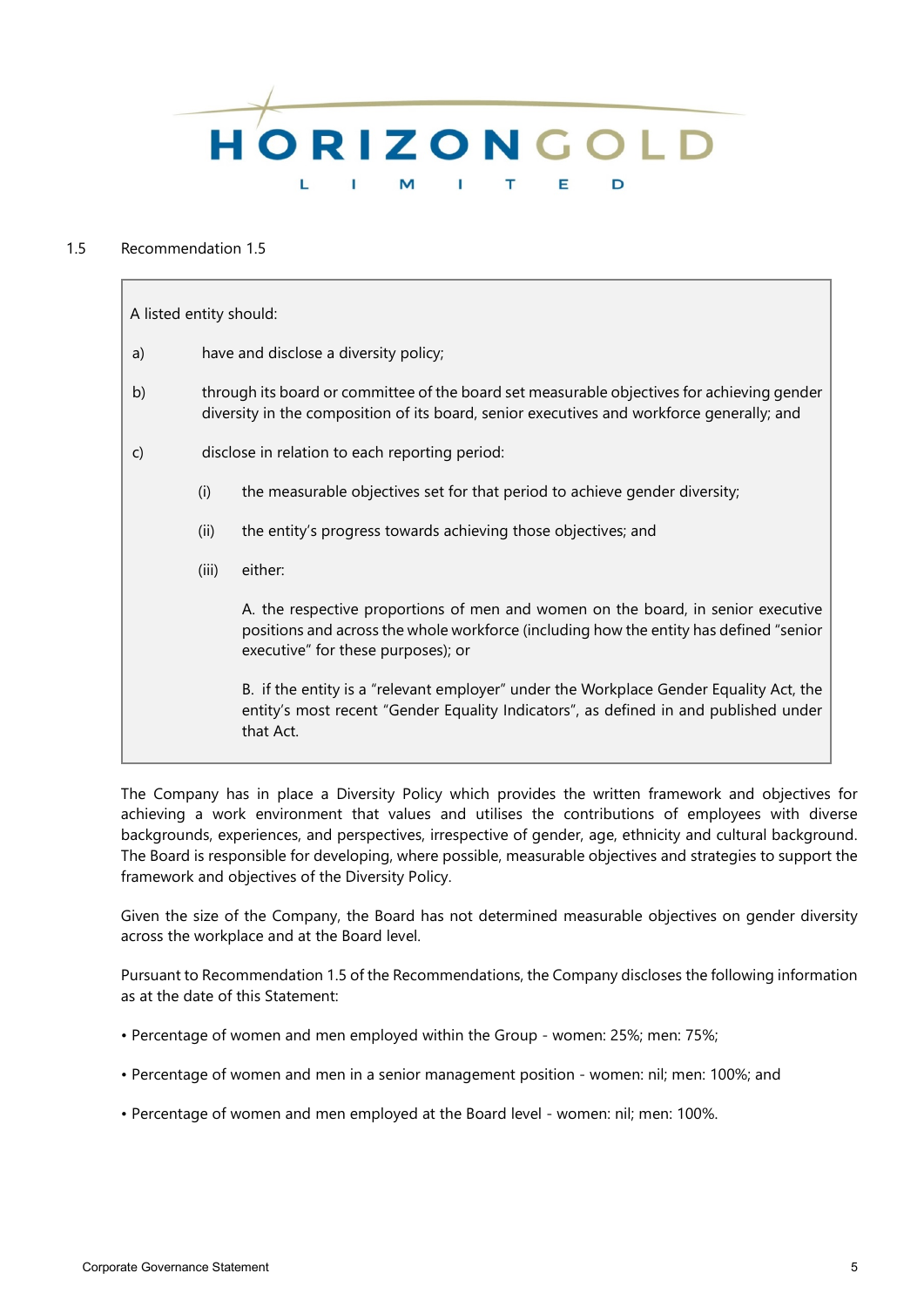## 1.5 Recommendation 1.5

> A listed entity should:
>
> a) have and disclose a diversity policy;
>
> b) through its board or committee of the board set measurable objectives for achieving gender diversity in the composition of its board, senior executives and workforce generally; and
>
> c) disclose in relation to each reporting period:
>
> (i) the measurable objectives set for that period to achieve gender diversity;
>
> (ii) the entity's progress towards achieving those objectives; and
>
> (iii) either:
>
> A. the respective proportions of men and women on the board, in senior executive positions and across the whole workforce (including how the entity has defined "senior executive" for these purposes); or
>
> B. if the entity is a "relevant employer" under the Workplace Gender Equality Act, the entity's most recent "Gender Equality Indicators", as defined in and published under that Act.

The Company has in place a Diversity Policy which provides the written framework and objectives for achieving a work environment that values and utilises the contributions of employees with diverse backgrounds, experiences, and perspectives, irrespective of gender, age, ethnicity and cultural background. The Board is responsible for developing, where possible, measurable objectives and strategies to support the framework and objectives of the Diversity Policy.

Given the size of the Company, the Board has not determined measurable objectives on gender diversity across the workplace and at the Board level.

Pursuant to Recommendation 1.5 of the Recommendations, the Company discloses the following information as at the date of this Statement:

- Percentage of women and men employed within the Group - women: 25%; men: 75%;
- Percentage of women and men in a senior management position - women: nil; men: 100%; and
- Percentage of women and men employed at the Board level - women: nil; men: 100%.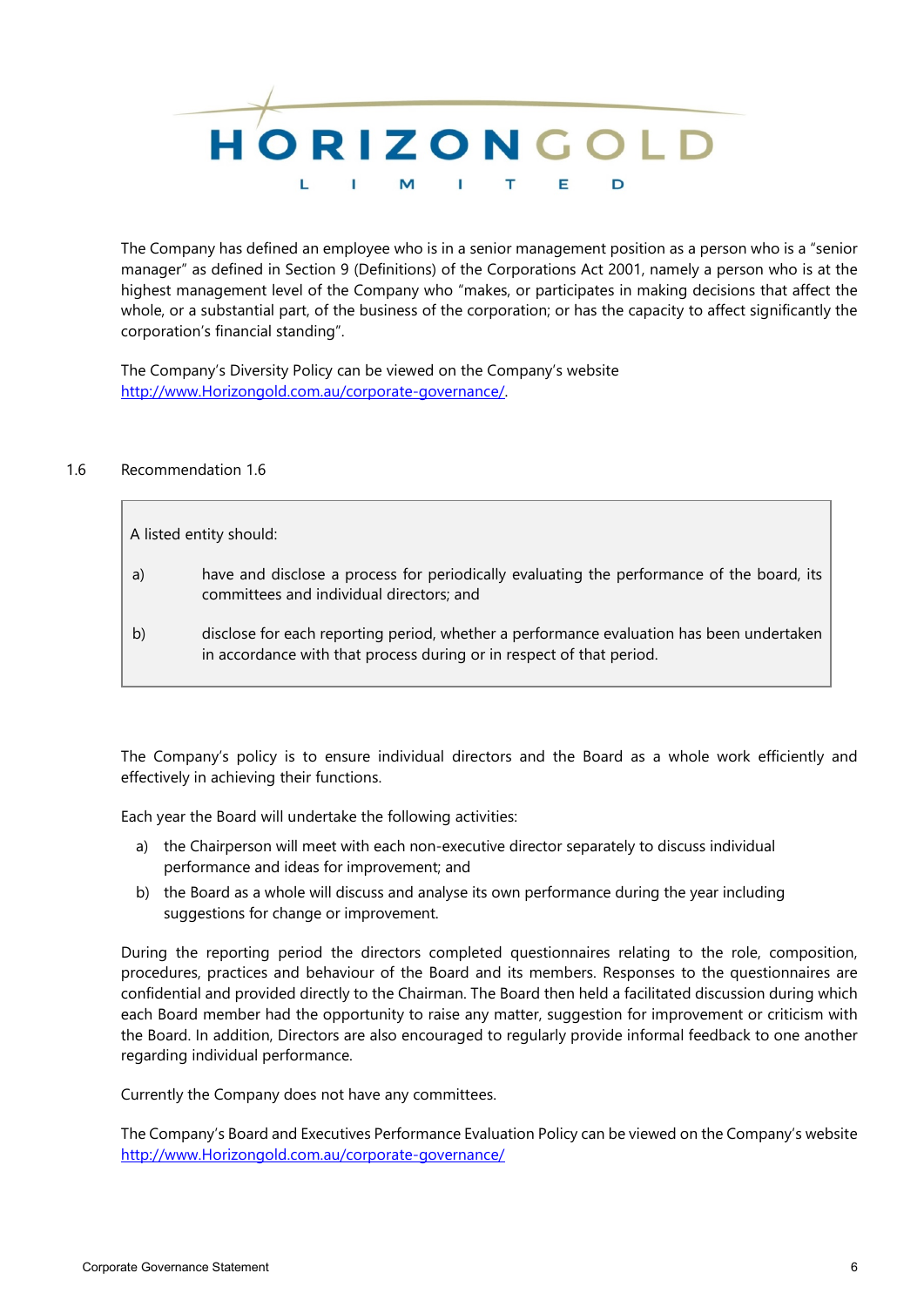The Company has defined an employee who is in a senior management position as a person who is a "senior manager" as defined in Section 9 (Definitions) of the Corporations Act 2001, namely a person who is at the highest management level of the Company who "makes, or participates in making decisions that affect the whole, or a substantial part, of the business of the corporation; or has the capacity to affect significantly the corporation's financial standing".

The Company's Diversity Policy can be viewed on the Company's website [http://www.Horizongold.com.au/corporate-governance/](http://www.Horizongold.com.au/corporate-governance/).

## 1.6 Recommendation 1.6

> A listed entity should:
>
> a) have and disclose a process for periodically evaluating the performance of the board, its committees and individual directors; and
>
> b) disclose for each reporting period, whether a performance evaluation has been undertaken in accordance with that process during or in respect of that period.

The Company's policy is to ensure individual directors and the Board as a whole work efficiently and effectively in achieving their functions.

Each year the Board will undertake the following activities:

a) the Chairperson will meet with each non-executive director separately to discuss individual performance and ideas for improvement; and

b) the Board as a whole will discuss and analyse its own performance during the year including suggestions for change or improvement.

During the reporting period the directors completed questionnaires relating to the role, composition, procedures, practices and behaviour of the Board and its members. Responses to the questionnaires are confidential and provided directly to the Chairman. The Board then held a facilitated discussion during which each Board member had the opportunity to raise any matter, suggestion for improvement or criticism with the Board. In addition, Directors are also encouraged to regularly provide informal feedback to one another regarding individual performance.

Currently the Company does not have any committees.

The Company's Board and Executives Performance Evaluation Policy can be viewed on the Company's website [http://www.Horizongold.com.au/corporate-governance/](http://www.Horizongold.com.au/corporate-governance/)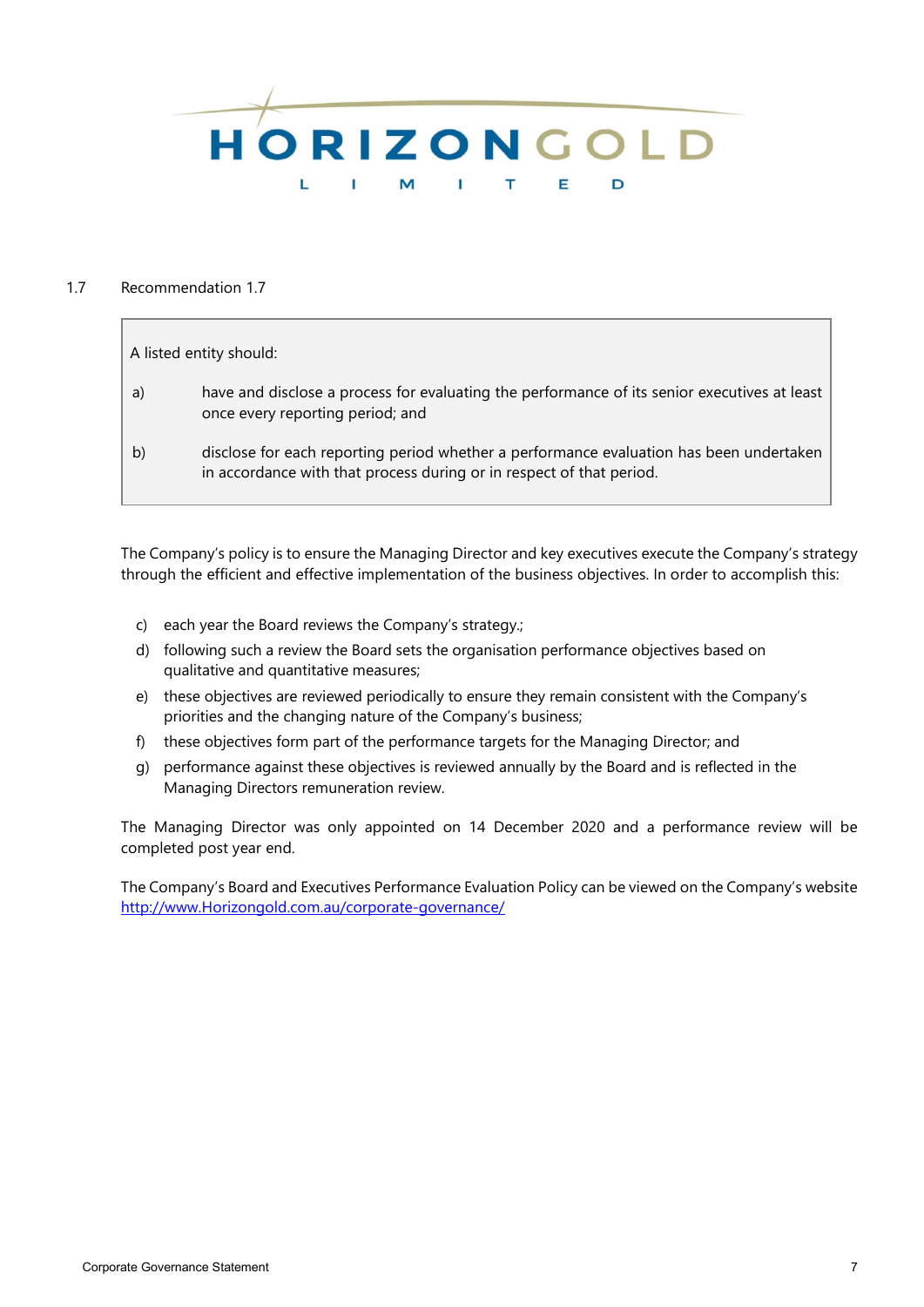## 1.7 Recommendation 1.7

A listed entity should:

a) have and disclose a process for evaluating the performance of its senior executives at least once every reporting period; and

b) disclose for each reporting period whether a performance evaluation has been undertaken in accordance with that process during or in respect of that period.

The Company's policy is to ensure the Managing Director and key executives execute the Company's strategy through the efficient and effective implementation of the business objectives. In order to accomplish this:

c) each year the Board reviews the Company's strategy.;
d) following such a review the Board sets the organisation performance objectives based on qualitative and quantitative measures;
e) these objectives are reviewed periodically to ensure they remain consistent with the Company's priorities and the changing nature of the Company's business;
f) these objectives form part of the performance targets for the Managing Director; and
g) performance against these objectives is reviewed annually by the Board and is reflected in the Managing Directors remuneration review.

The Managing Director was only appointed on 14 December 2020 and a performance review will be completed post year end.

The Company's Board and Executives Performance Evaluation Policy can be viewed on the Company's website http://www.Horizongold.com.au/corporate-governance/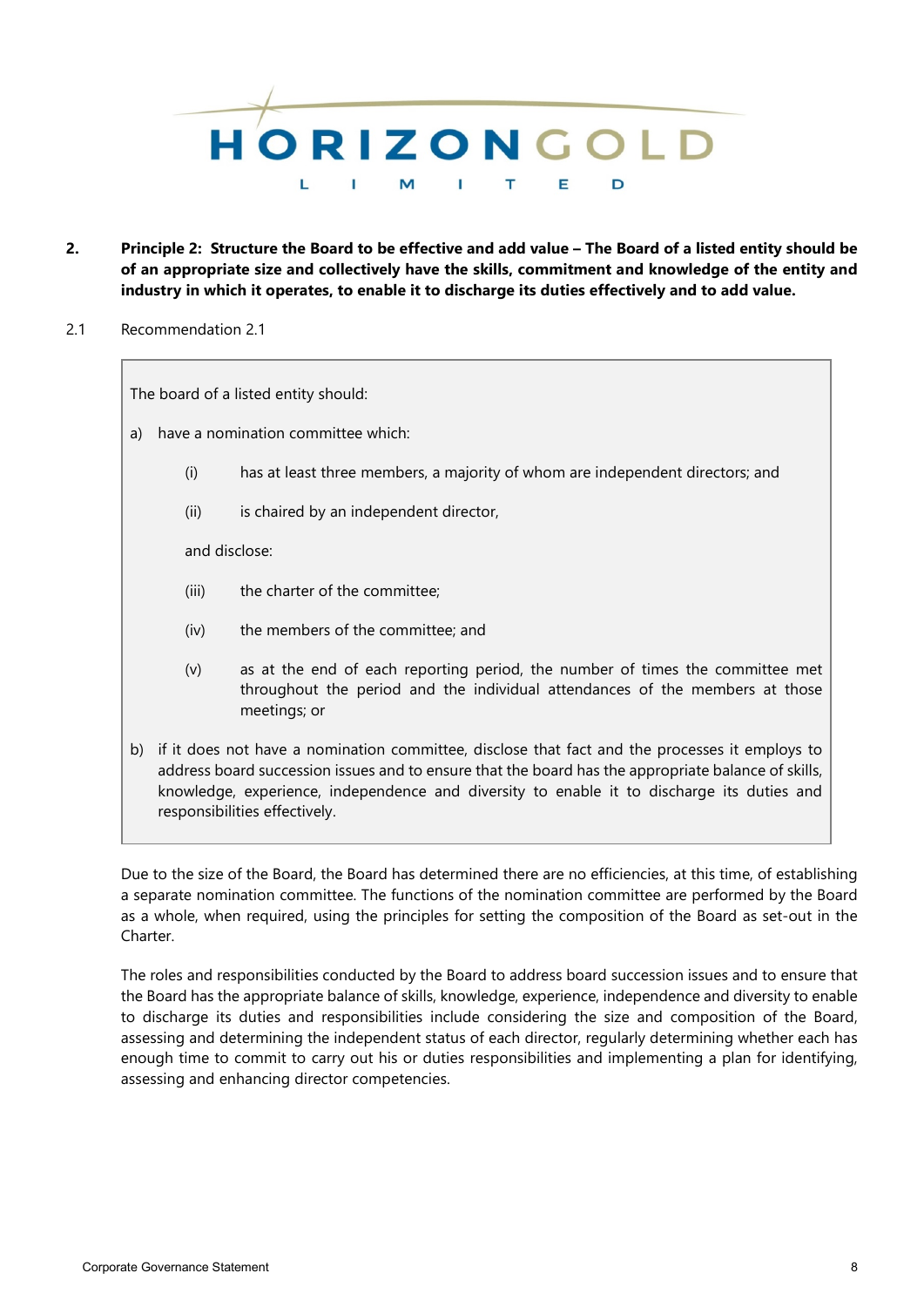**2. Principle 2: Structure the Board to be effective and add value – The Board of a listed entity should be of an appropriate size and collectively have the skills, commitment and knowledge of the entity and industry in which it operates, to enable it to discharge its duties effectively and to add value.**

2.1 Recommendation 2.1

> The board of a listed entity should:
>
> a) have a nomination committee which:
>
> (i) has at least three members, a majority of whom are independent directors; and
>
> (ii) is chaired by an independent director,
>
> and disclose:
>
> (iii) the charter of the committee;
>
> (iv) the members of the committee; and
>
> (v) as at the end of each reporting period, the number of times the committee met throughout the period and the individual attendances of the members at those meetings; or
>
> b) if it does not have a nomination committee, disclose that fact and the processes it employs to address board succession issues and to ensure that the board has the appropriate balance of skills, knowledge, experience, independence and diversity to enable it to discharge its duties and responsibilities effectively.

Due to the size of the Board, the Board has determined there are no efficiencies, at this time, of establishing a separate nomination committee. The functions of the nomination committee are performed by the Board as a whole, when required, using the principles for setting the composition of the Board as set-out in the Charter.

The roles and responsibilities conducted by the Board to address board succession issues and to ensure that the Board has the appropriate balance of skills, knowledge, experience, independence and diversity to enable to discharge its duties and responsibilities include considering the size and composition of the Board, assessing and determining the independent status of each director, regularly determining whether each has enough time to commit to carry out his or her duties responsibilities and implementing a plan for identifying, assessing and enhancing director competencies.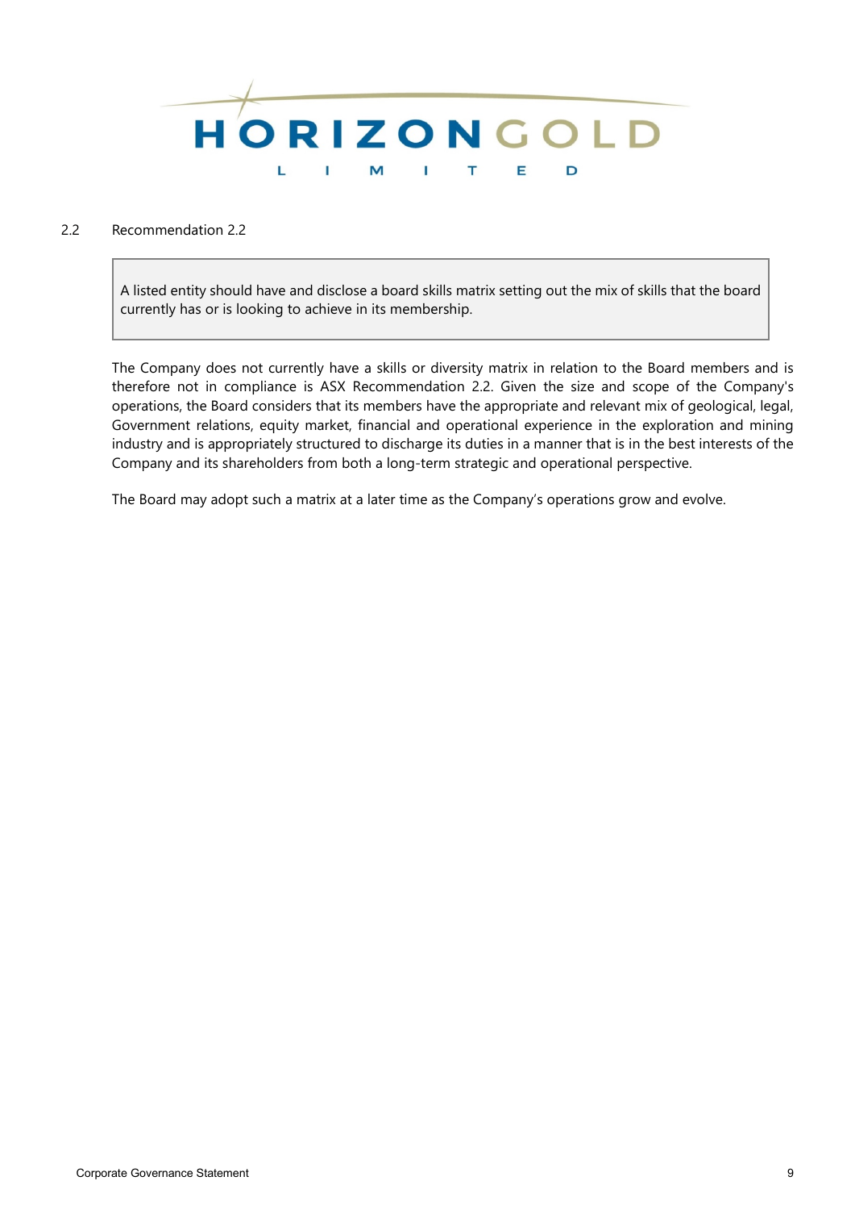## 2.2 Recommendation 2.2

> A listed entity should have and disclose a board skills matrix setting out the mix of skills that the board currently has or is looking to achieve in its membership.

The Company does not currently have a skills or diversity matrix in relation to the Board members and is therefore not in compliance is ASX Recommendation 2.2. Given the size and scope of the Company's operations, the Board considers that its members have the appropriate and relevant mix of geological, legal, Government relations, equity market, financial and operational experience in the exploration and mining industry and is appropriately structured to discharge its duties in a manner that is in the best interests of the Company and its shareholders from both a long-term strategic and operational perspective.

The Board may adopt such a matrix at a later time as the Company's operations grow and evolve.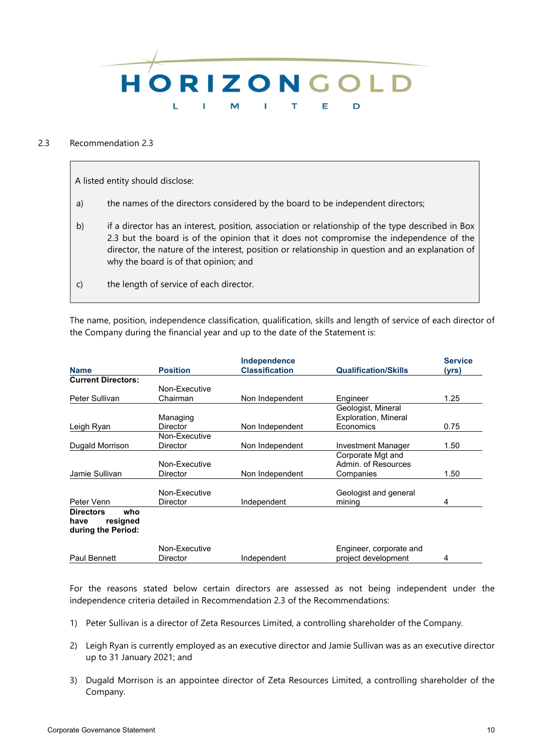## 2.3 Recommendation 2.3

> A listed entity should disclose:
>
> a) the names of the directors considered by the board to be independent directors;
>
> b) if a director has an interest, position, association or relationship of the type described in Box 2.3 but the board is of the opinion that it does not compromise the independence of the director, the nature of the interest, position or relationship in question and an explanation of why the board is of that opinion; and
>
> c) the length of service of each director.

The name, position, independence classification, qualification, skills and length of service of each director of the Company during the financial year and up to the date of the Statement is:

| Name | Position | Independence Classification | Qualification/Skills | Service (yrs) |
|---|---|---|---|---|
| **Current Directors:** | | | | |
| Peter Sullivan | Non-Executive Chairman | Non Independent | Engineer | 1.25 |
| Leigh Ryan | Managing Director | Non Independent | Geologist, Mineral Exploration, Mineral Economics | 0.75 |
| Dugald Morrison | Non-Executive Director | Non Independent | Investment Manager | 1.50 |
| Jamie Sullivan | Non-Executive Director | Non Independent | Corporate Mgt and Admin. of Resources Companies | 1.50 |
| Peter Venn | Non-Executive Director | Independent | Geologist and general mining | 4 |
| **Directors who have resigned during the Period:** | | | | |
| Paul Bennett | Non-Executive Director | Independent | Engineer, corporate and project development | 4 |

For the reasons stated below certain directors are assessed as not being independent under the independence criteria detailed in Recommendation 2.3 of the Recommendations:

1) Peter Sullivan is a director of Zeta Resources Limited, a controlling shareholder of the Company.

2) Leigh Ryan is currently employed as an executive director and Jamie Sullivan was as an executive director up to 31 January 2021; and

3) Dugald Morrison is an appointee director of Zeta Resources Limited, a controlling shareholder of the Company.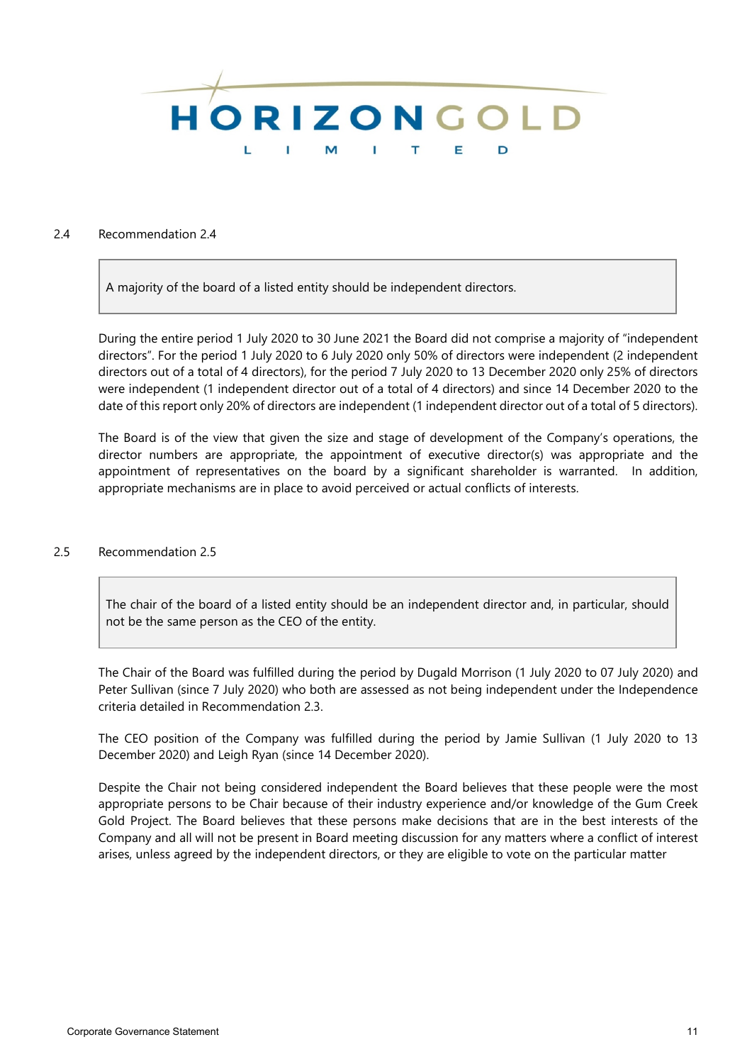## 2.4 Recommendation 2.4

> A majority of the board of a listed entity should be independent directors.

During the entire period 1 July 2020 to 30 June 2021 the Board did not comprise a majority of "independent directors". For the period 1 July 2020 to 6 July 2020 only 50% of directors were independent (2 independent directors out of a total of 4 directors), for the period 7 July 2020 to 13 December 2020 only 25% of directors were independent (1 independent director out of a total of 4 directors) and since 14 December 2020 to the date of this report only 20% of directors are independent (1 independent director out of a total of 5 directors).

The Board is of the view that given the size and stage of development of the Company's operations, the director numbers are appropriate, the appointment of executive director(s) was appropriate and the appointment of representatives on the board by a significant shareholder is warranted. In addition, appropriate mechanisms are in place to avoid perceived or actual conflicts of interests.

## 2.5 Recommendation 2.5

> The chair of the board of a listed entity should be an independent director and, in particular, should not be the same person as the CEO of the entity.

The Chair of the Board was fulfilled during the period by Dugald Morrison (1 July 2020 to 07 July 2020) and Peter Sullivan (since 7 July 2020) who both are assessed as not being independent under the Independence criteria detailed in Recommendation 2.3.

The CEO position of the Company was fulfilled during the period by Jamie Sullivan (1 July 2020 to 13 December 2020) and Leigh Ryan (since 14 December 2020).

Despite the Chair not being considered independent the Board believes that these people were the most appropriate persons to be Chair because of their industry experience and/or knowledge of the Gum Creek Gold Project. The Board believes that these persons make decisions that are in the best interests of the Company and all will not be present in Board meeting discussion for any matters where a conflict of interest arises, unless agreed by the independent directors, or they are eligible to vote on the particular matter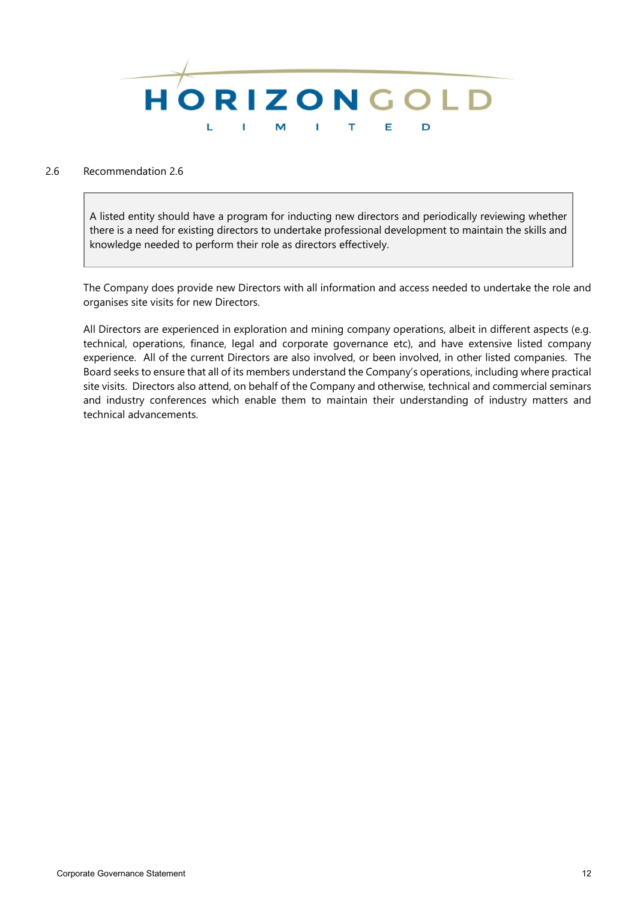## 2.6 Recommendation 2.6

> A listed entity should have a program for inducting new directors and periodically reviewing whether there is a need for existing directors to undertake professional development to maintain the skills and knowledge needed to perform their role as directors effectively.

The Company does provide new Directors with all information and access needed to undertake the role and organises site visits for new Directors.

All Directors are experienced in exploration and mining company operations, albeit in different aspects (e.g. technical, operations, finance, legal and corporate governance etc), and have extensive listed company experience. All of the current Directors are also involved, or been involved, in other listed companies. The Board seeks to ensure that all of its members understand the Company's operations, including where practical site visits. Directors also attend, on behalf of the Company and otherwise, technical and commercial seminars and industry conferences which enable them to maintain their understanding of industry matters and technical advancements.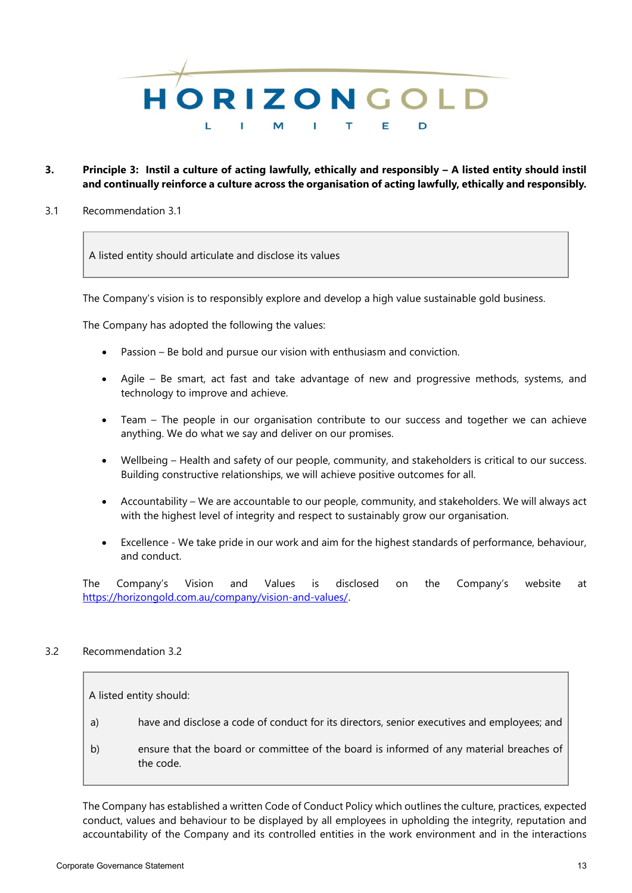**3. Principle 3: Instil a culture of acting lawfully, ethically and responsibly – A listed entity should instil and continually reinforce a culture across the organisation of acting lawfully, ethically and responsibly.**

3.1 Recommendation 3.1

> A listed entity should articulate and disclose its values

The Company's vision is to responsibly explore and develop a high value sustainable gold business.

The Company has adopted the following the values:

- Passion – Be bold and pursue our vision with enthusiasm and conviction.
- Agile – Be smart, act fast and take advantage of new and progressive methods, systems, and technology to improve and achieve.
- Team – The people in our organisation contribute to our success and together we can achieve anything. We do what we say and deliver on our promises.
- Wellbeing – Health and safety of our people, community, and stakeholders is critical to our success. Building constructive relationships, we will achieve positive outcomes for all.
- Accountability – We are accountable to our people, community, and stakeholders. We will always act with the highest level of integrity and respect to sustainably grow our organisation.
- Excellence - We take pride in our work and aim for the highest standards of performance, behaviour, and conduct.

The Company's Vision and Values is disclosed on the Company's website at https://horizongold.com.au/company/vision-and-values/.

3.2 Recommendation 3.2

> A listed entity should:
>
> a) have and disclose a code of conduct for its directors, senior executives and employees; and
>
> b) ensure that the board or committee of the board is informed of any material breaches of the code.

The Company has established a written Code of Conduct Policy which outlines the culture, practices, expected conduct, values and behaviour to be displayed by all employees in upholding the integrity, reputation and accountability of the Company and its controlled entities in the work environment and in the interactions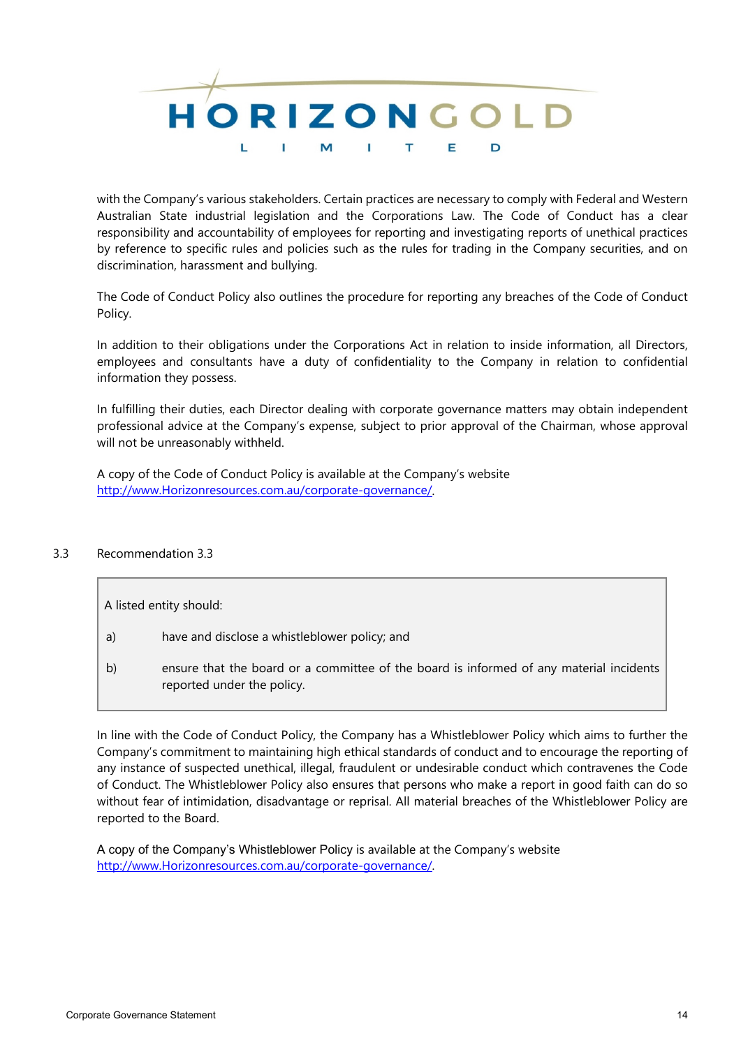with the Company's various stakeholders. Certain practices are necessary to comply with Federal and Western Australian State industrial legislation and the Corporations Law. The Code of Conduct has a clear responsibility and accountability of employees for reporting and investigating reports of unethical practices by reference to specific rules and policies such as the rules for trading in the Company securities, and on discrimination, harassment and bullying.

The Code of Conduct Policy also outlines the procedure for reporting any breaches of the Code of Conduct Policy.

In addition to their obligations under the Corporations Act in relation to inside information, all Directors, employees and consultants have a duty of confidentiality to the Company in relation to confidential information they possess.

In fulfilling their duties, each Director dealing with corporate governance matters may obtain independent professional advice at the Company's expense, subject to prior approval of the Chairman, whose approval will not be unreasonably withheld.

A copy of the Code of Conduct Policy is available at the Company's website http://www.Horizonresources.com.au/corporate-governance/.

## 3.3 Recommendation 3.3

> A listed entity should:
>
> a) have and disclose a whistleblower policy; and
>
> b) ensure that the board or a committee of the board is informed of any material incidents reported under the policy.

In line with the Code of Conduct Policy, the Company has a Whistleblower Policy which aims to further the Company's commitment to maintaining high ethical standards of conduct and to encourage the reporting of any instance of suspected unethical, illegal, fraudulent or undesirable conduct which contravenes the Code of Conduct. The Whistleblower Policy also ensures that persons who make a report in good faith can do so without fear of intimidation, disadvantage or reprisal. All material breaches of the Whistleblower Policy are reported to the Board.

A copy of the Company's Whistleblower Policy is available at the Company's website http://www.Horizonresources.com.au/corporate-governance/.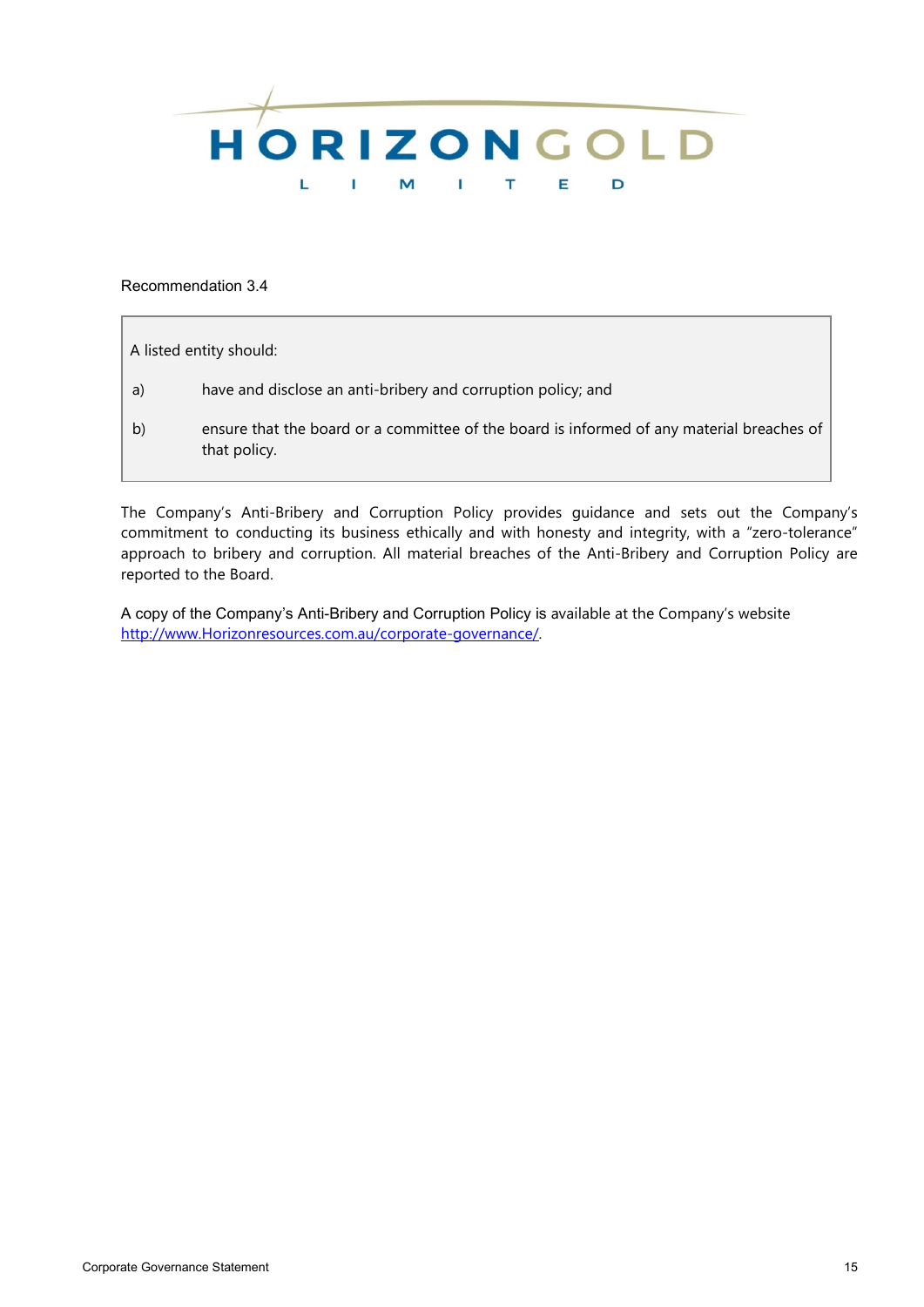Recommendation 3.4

> A listed entity should:
>
> a) have and disclose an anti-bribery and corruption policy; and
>
> b) ensure that the board or a committee of the board is informed of any material breaches of that policy.

The Company's Anti-Bribery and Corruption Policy provides guidance and sets out the Company's commitment to conducting its business ethically and with honesty and integrity, with a "zero-tolerance" approach to bribery and corruption. All material breaches of the Anti-Bribery and Corruption Policy are reported to the Board.

A copy of the Company's Anti-Bribery and Corruption Policy is available at the Company's website http://www.Horizonresources.com.au/corporate-governance/.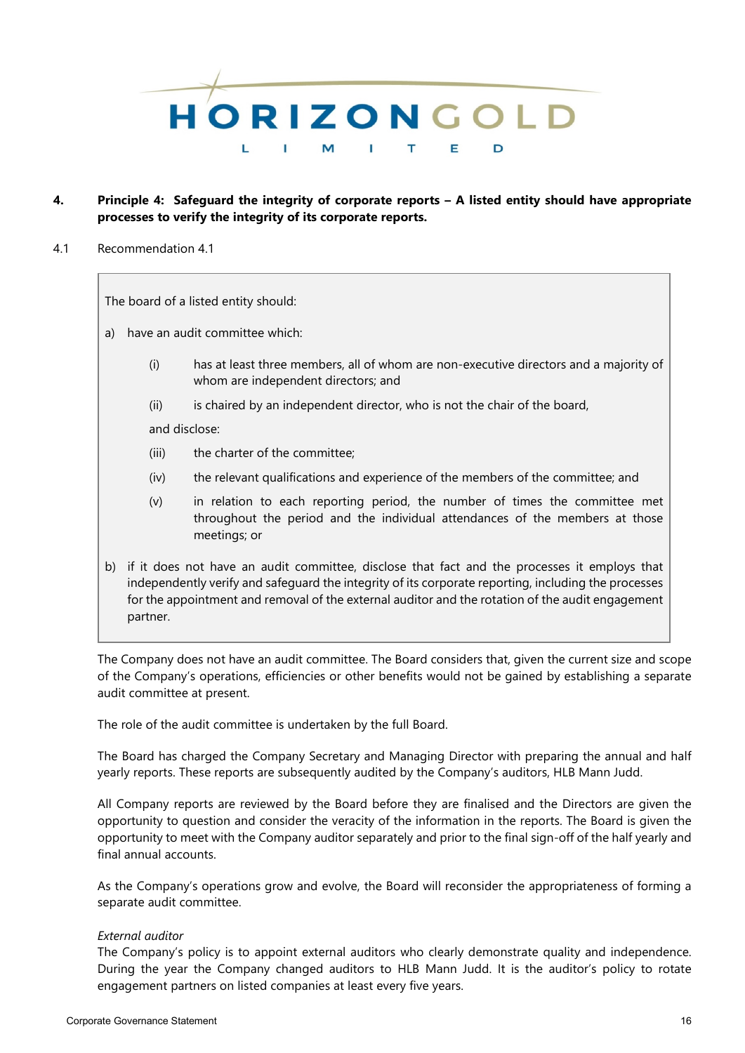**4. Principle 4: Safeguard the integrity of corporate reports – A listed entity should have appropriate processes to verify the integrity of its corporate reports.**

4.1 Recommendation 4.1

> The board of a listed entity should:
>
> a) have an audit committee which:
>
> (i) has at least three members, all of whom are non-executive directors and a majority of whom are independent directors; and
>
> (ii) is chaired by an independent director, who is not the chair of the board,
>
> and disclose:
>
> (iii) the charter of the committee;
>
> (iv) the relevant qualifications and experience of the members of the committee; and
>
> (v) in relation to each reporting period, the number of times the committee met throughout the period and the individual attendances of the members at those meetings; or
>
> b) if it does not have an audit committee, disclose that fact and the processes it employs that independently verify and safeguard the integrity of its corporate reporting, including the processes for the appointment and removal of the external auditor and the rotation of the audit engagement partner.

The Company does not have an audit committee. The Board considers that, given the current size and scope of the Company's operations, efficiencies or other benefits would not be gained by establishing a separate audit committee at present.

The role of the audit committee is undertaken by the full Board.

The Board has charged the Company Secretary and Managing Director with preparing the annual and half yearly reports. These reports are subsequently audited by the Company's auditors, HLB Mann Judd.

All Company reports are reviewed by the Board before they are finalised and the Directors are given the opportunity to question and consider the veracity of the information in the reports. The Board is given the opportunity to meet with the Company auditor separately and prior to the final sign-off of the half yearly and final annual accounts.

As the Company's operations grow and evolve, the Board will reconsider the appropriateness of forming a separate audit committee.

*External auditor*

The Company's policy is to appoint external auditors who clearly demonstrate quality and independence. During the year the Company changed auditors to HLB Mann Judd. It is the auditor's policy to rotate engagement partners on listed companies at least every five years.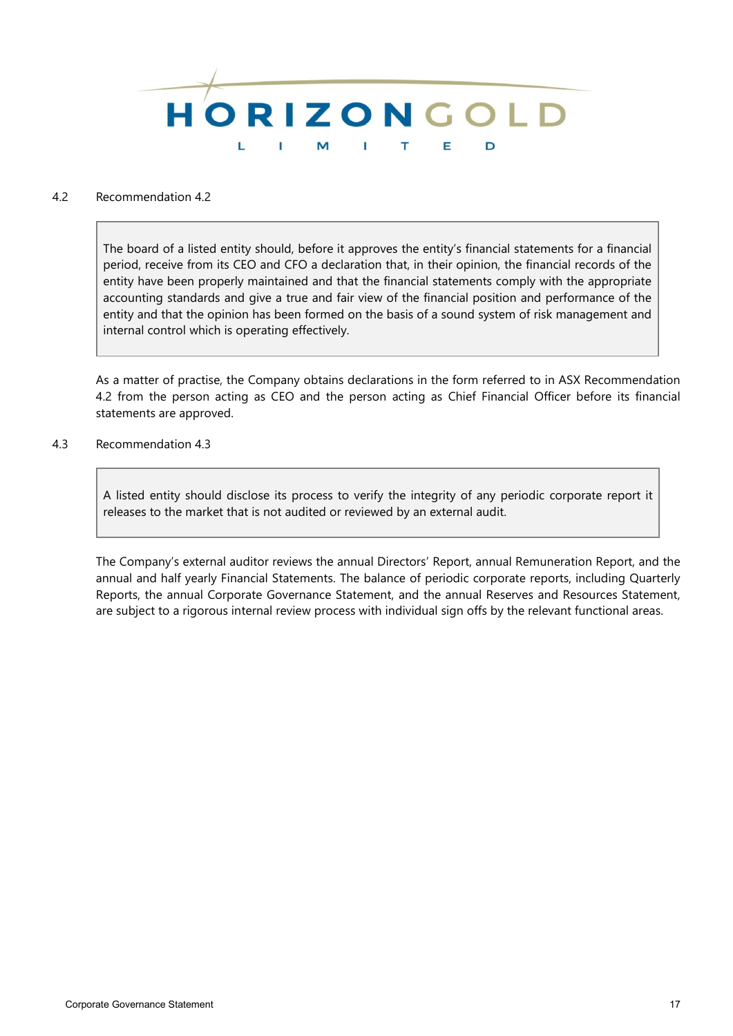### 4.2 Recommendation 4.2

> The board of a listed entity should, before it approves the entity's financial statements for a financial period, receive from its CEO and CFO a declaration that, in their opinion, the financial records of the entity have been properly maintained and that the financial statements comply with the appropriate accounting standards and give a true and fair view of the financial position and performance of the entity and that the opinion has been formed on the basis of a sound system of risk management and internal control which is operating effectively.

As a matter of practise, the Company obtains declarations in the form referred to in ASX Recommendation 4.2 from the person acting as CEO and the person acting as Chief Financial Officer before its financial statements are approved.

### 4.3 Recommendation 4.3

> A listed entity should disclose its process to verify the integrity of any periodic corporate report it releases to the market that is not audited or reviewed by an external audit.

The Company's external auditor reviews the annual Directors' Report, annual Remuneration Report, and the annual and half yearly Financial Statements. The balance of periodic corporate reports, including Quarterly Reports, the annual Corporate Governance Statement, and the annual Reserves and Resources Statement, are subject to a rigorous internal review process with individual sign offs by the relevant functional areas.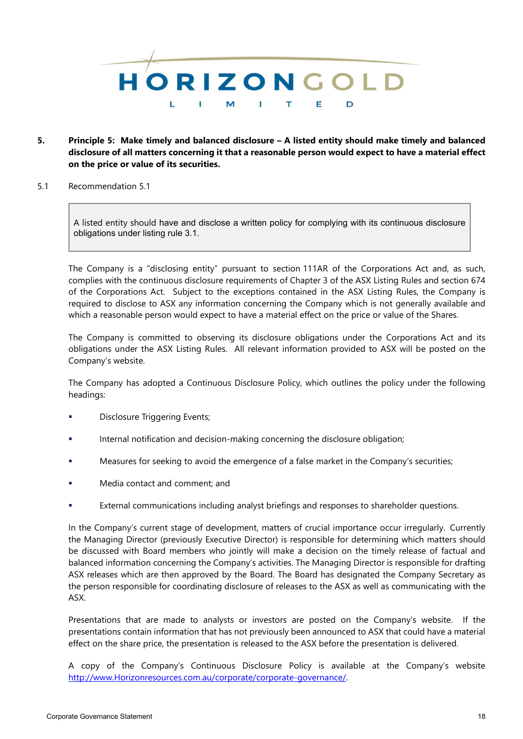**5. Principle 5: Make timely and balanced disclosure – A listed entity should make timely and balanced disclosure of all matters concerning it that a reasonable person would expect to have a material effect on the price or value of its securities.**

5.1 Recommendation 5.1

> A listed entity should have and disclose a written policy for complying with its continuous disclosure obligations under listing rule 3.1.

The Company is a "disclosing entity" pursuant to section 111AR of the Corporations Act and, as such, complies with the continuous disclosure requirements of Chapter 3 of the ASX Listing Rules and section 674 of the Corporations Act. Subject to the exceptions contained in the ASX Listing Rules, the Company is required to disclose to ASX any information concerning the Company which is not generally available and which a reasonable person would expect to have a material effect on the price or value of the Shares.

The Company is committed to observing its disclosure obligations under the Corporations Act and its obligations under the ASX Listing Rules. All relevant information provided to ASX will be posted on the Company's website.

The Company has adopted a Continuous Disclosure Policy, which outlines the policy under the following headings:

- Disclosure Triggering Events;
- Internal notification and decision-making concerning the disclosure obligation;
- Measures for seeking to avoid the emergence of a false market in the Company's securities;
- Media contact and comment; and
- External communications including analyst briefings and responses to shareholder questions.

In the Company's current stage of development, matters of crucial importance occur irregularly. Currently the Managing Director (previously Executive Director) is responsible for determining which matters should be discussed with Board members who jointly will make a decision on the timely release of factual and balanced information concerning the Company's activities. The Managing Director is responsible for drafting ASX releases which are then approved by the Board. The Board has designated the Company Secretary as the person responsible for coordinating disclosure of releases to the ASX as well as communicating with the ASX.

Presentations that are made to analysts or investors are posted on the Company's website. If the presentations contain information that has not previously been announced to ASX that could have a material effect on the share price, the presentation is released to the ASX before the presentation is delivered.

A copy of the Company's Continuous Disclosure Policy is available at the Company's website http://www.Horizonresources.com.au/corporate/corporate-governance/.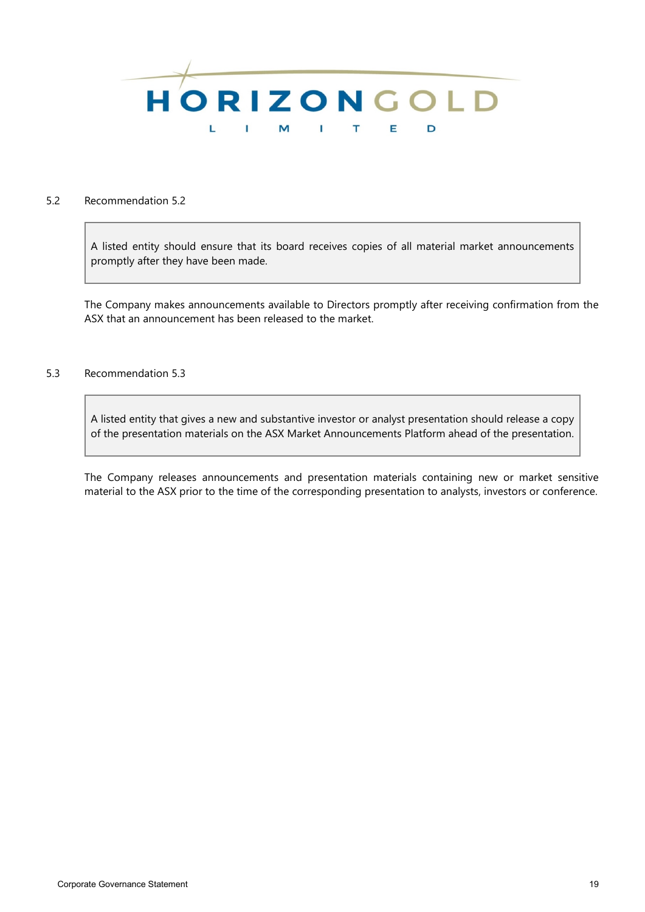## 5.2 Recommendation 5.2

> A listed entity should ensure that its board receives copies of all material market announcements promptly after they have been made.

The Company makes announcements available to Directors promptly after receiving confirmation from the ASX that an announcement has been released to the market.

## 5.3 Recommendation 5.3

> A listed entity that gives a new and substantive investor or analyst presentation should release a copy of the presentation materials on the ASX Market Announcements Platform ahead of the presentation.

The Company releases announcements and presentation materials containing new or market sensitive material to the ASX prior to the time of the corresponding presentation to analysts, investors or conference.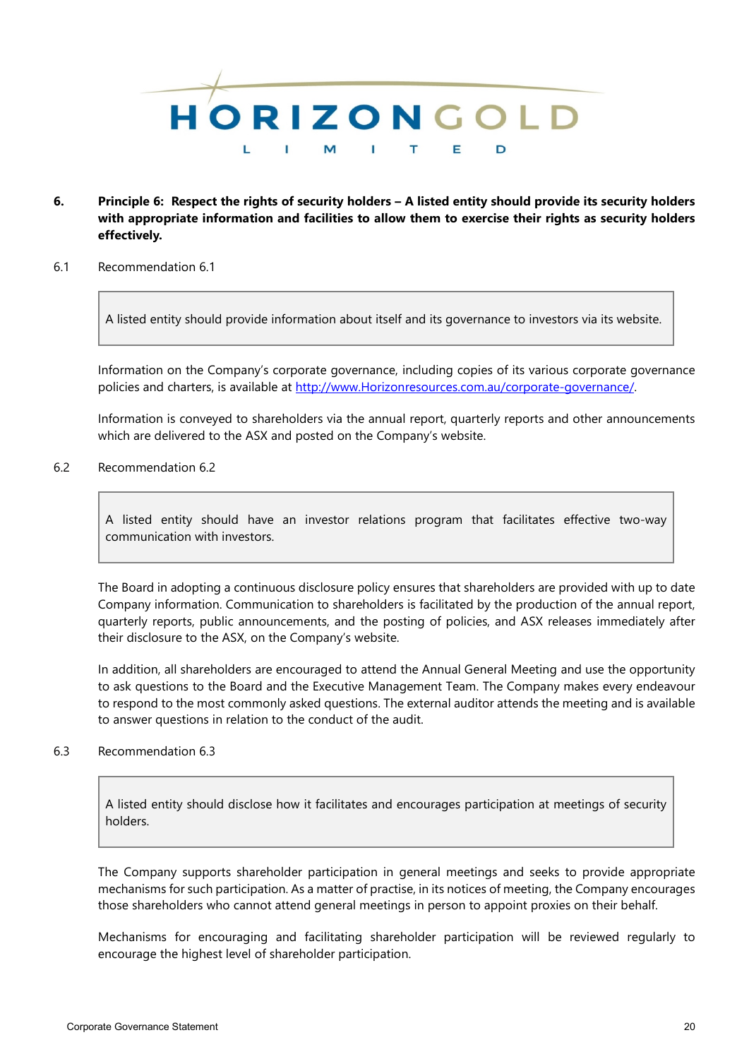## 6. Principle 6: Respect the rights of security holders – A listed entity should provide its security holders with appropriate information and facilities to allow them to exercise their rights as security holders effectively.

6.1 Recommendation 6.1

> A listed entity should provide information about itself and its governance to investors via its website.

Information on the Company's corporate governance, including copies of its various corporate governance policies and charters, is available at [http://www.Horizonresources.com.au/corporate-governance/](http://www.Horizonresources.com.au/corporate-governance/).

Information is conveyed to shareholders via the annual report, quarterly reports and other announcements which are delivered to the ASX and posted on the Company's website.

6.2 Recommendation 6.2

> A listed entity should have an investor relations program that facilitates effective two-way communication with investors.

The Board in adopting a continuous disclosure policy ensures that shareholders are provided with up to date Company information. Communication to shareholders is facilitated by the production of the annual report, quarterly reports, public announcements, and the posting of policies, and ASX releases immediately after their disclosure to the ASX, on the Company's website.

In addition, all shareholders are encouraged to attend the Annual General Meeting and use the opportunity to ask questions to the Board and the Executive Management Team. The Company makes every endeavour to respond to the most commonly asked questions. The external auditor attends the meeting and is available to answer questions in relation to the conduct of the audit.

6.3 Recommendation 6.3

> A listed entity should disclose how it facilitates and encourages participation at meetings of security holders.

The Company supports shareholder participation in general meetings and seeks to provide appropriate mechanisms for such participation. As a matter of practise, in its notices of meeting, the Company encourages those shareholders who cannot attend general meetings in person to appoint proxies on their behalf.

Mechanisms for encouraging and facilitating shareholder participation will be reviewed regularly to encourage the highest level of shareholder participation.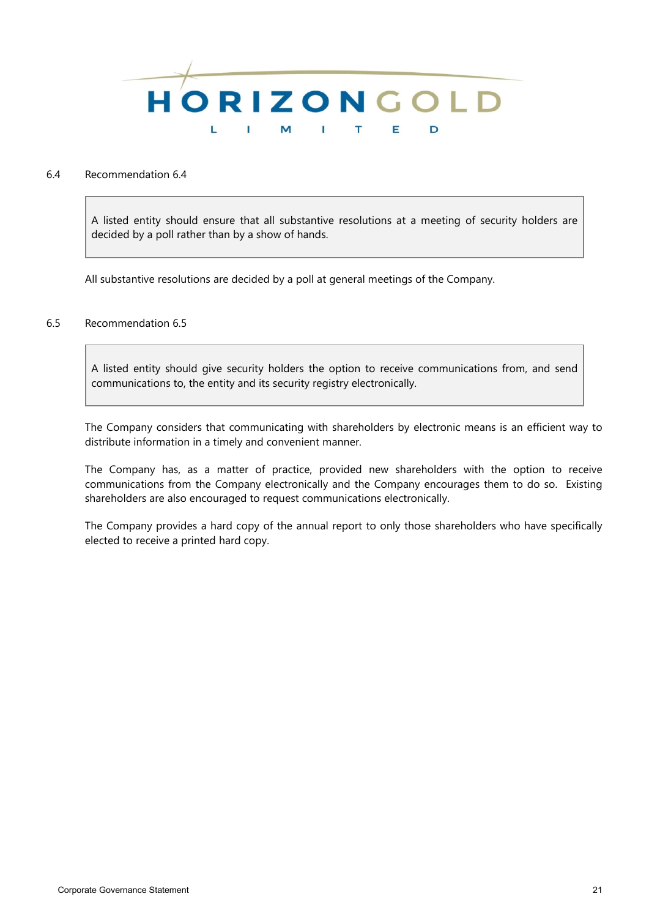## 6.4 Recommendation 6.4

> A listed entity should ensure that all substantive resolutions at a meeting of security holders are decided by a poll rather than by a show of hands.

All substantive resolutions are decided by a poll at general meetings of the Company.

## 6.5 Recommendation 6.5

> A listed entity should give security holders the option to receive communications from, and send communications to, the entity and its security registry electronically.

The Company considers that communicating with shareholders by electronic means is an efficient way to distribute information in a timely and convenient manner.

The Company has, as a matter of practice, provided new shareholders with the option to receive communications from the Company electronically and the Company encourages them to do so. Existing shareholders are also encouraged to request communications electronically.

The Company provides a hard copy of the annual report to only those shareholders who have specifically elected to receive a printed hard copy.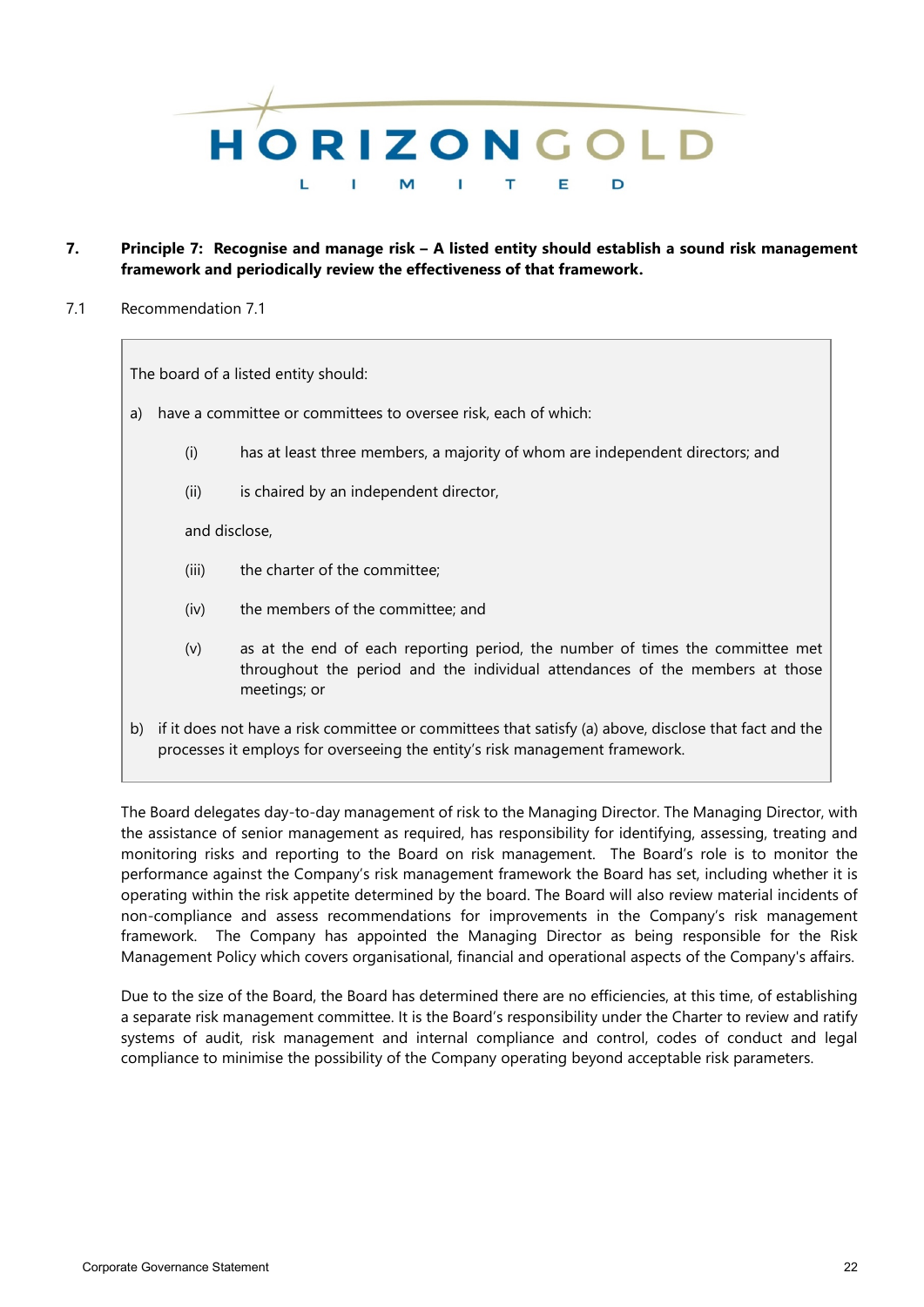**7. Principle 7: Recognise and manage risk – A listed entity should establish a sound risk management framework and periodically review the effectiveness of that framework.**

7.1 Recommendation 7.1

> The board of a listed entity should:
>
> a) have a committee or committees to oversee risk, each of which:
>
> (i) has at least three members, a majority of whom are independent directors; and
>
> (ii) is chaired by an independent director,
>
> and disclose,
>
> (iii) the charter of the committee;
>
> (iv) the members of the committee; and
>
> (v) as at the end of each reporting period, the number of times the committee met throughout the period and the individual attendances of the members at those meetings; or
>
> b) if it does not have a risk committee or committees that satisfy (a) above, disclose that fact and the processes it employs for overseeing the entity's risk management framework.

The Board delegates day-to-day management of risk to the Managing Director. The Managing Director, with the assistance of senior management as required, has responsibility for identifying, assessing, treating and monitoring risks and reporting to the Board on risk management. The Board's role is to monitor the performance against the Company's risk management framework the Board has set, including whether it is operating within the risk appetite determined by the board. The Board will also review material incidents of non-compliance and assess recommendations for improvements in the Company's risk management framework. The Company has appointed the Managing Director as being responsible for the Risk Management Policy which covers organisational, financial and operational aspects of the Company's affairs.

Due to the size of the Board, the Board has determined there are no efficiencies, at this time, of establishing a separate risk management committee. It is the Board's responsibility under the Charter to review and ratify systems of audit, risk management and internal compliance and control, codes of conduct and legal compliance to minimise the possibility of the Company operating beyond acceptable risk parameters.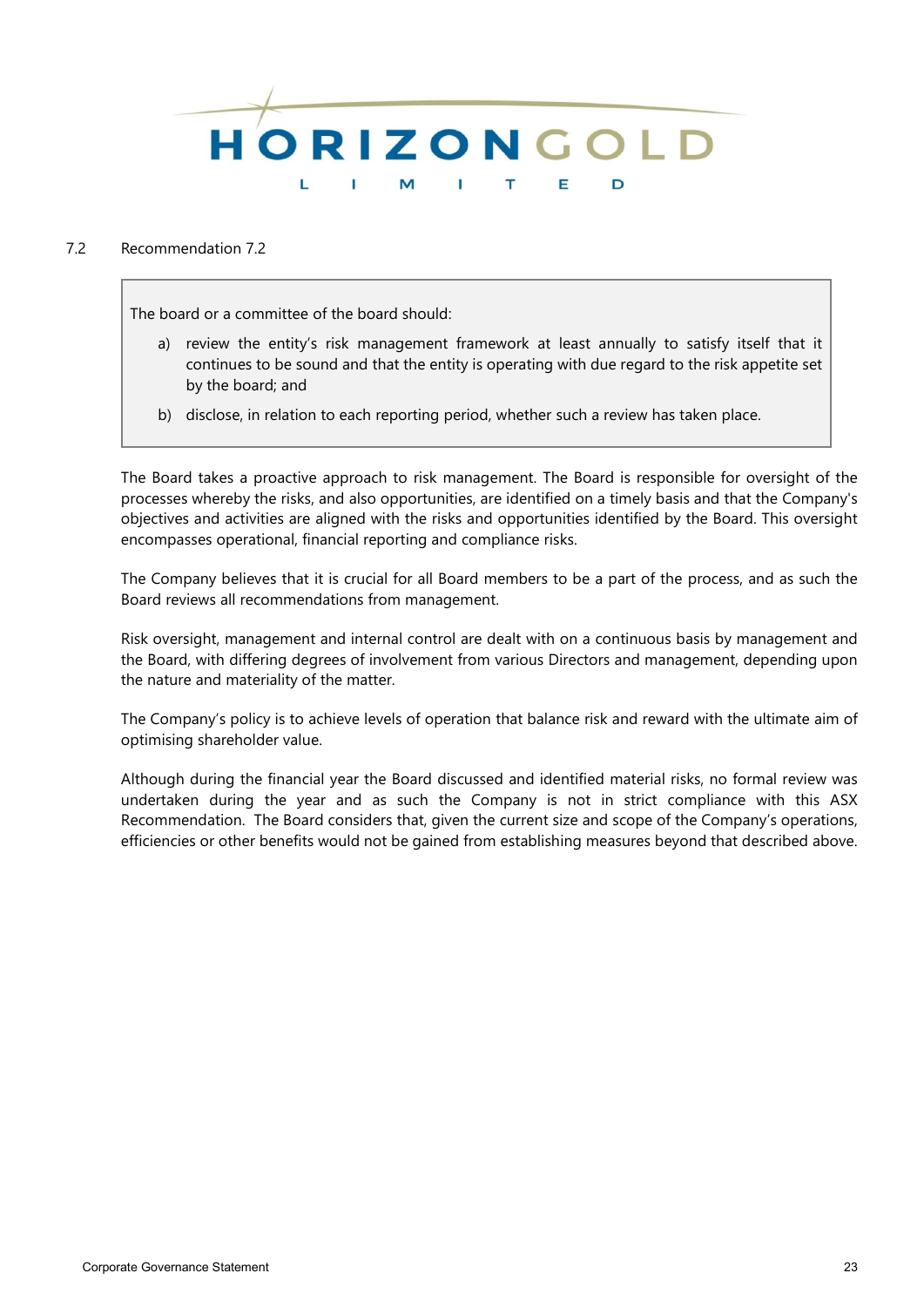## 7.2 Recommendation 7.2

> The board or a committee of the board should:
>
> a) review the entity's risk management framework at least annually to satisfy itself that it continues to be sound and that the entity is operating with due regard to the risk appetite set by the board; and
>
> b) disclose, in relation to each reporting period, whether such a review has taken place.

The Board takes a proactive approach to risk management. The Board is responsible for oversight of the processes whereby the risks, and also opportunities, are identified on a timely basis and that the Company's objectives and activities are aligned with the risks and opportunities identified by the Board. This oversight encompasses operational, financial reporting and compliance risks.

The Company believes that it is crucial for all Board members to be a part of the process, and as such the Board reviews all recommendations from management.

Risk oversight, management and internal control are dealt with on a continuous basis by management and the Board, with differing degrees of involvement from various Directors and management, depending upon the nature and materiality of the matter.

The Company's policy is to achieve levels of operation that balance risk and reward with the ultimate aim of optimising shareholder value.

Although during the financial year the Board discussed and identified material risks, no formal review was undertaken during the year and as such the Company is not in strict compliance with this ASX Recommendation. The Board considers that, given the current size and scope of the Company's operations, efficiencies or other benefits would not be gained from establishing measures beyond that described above.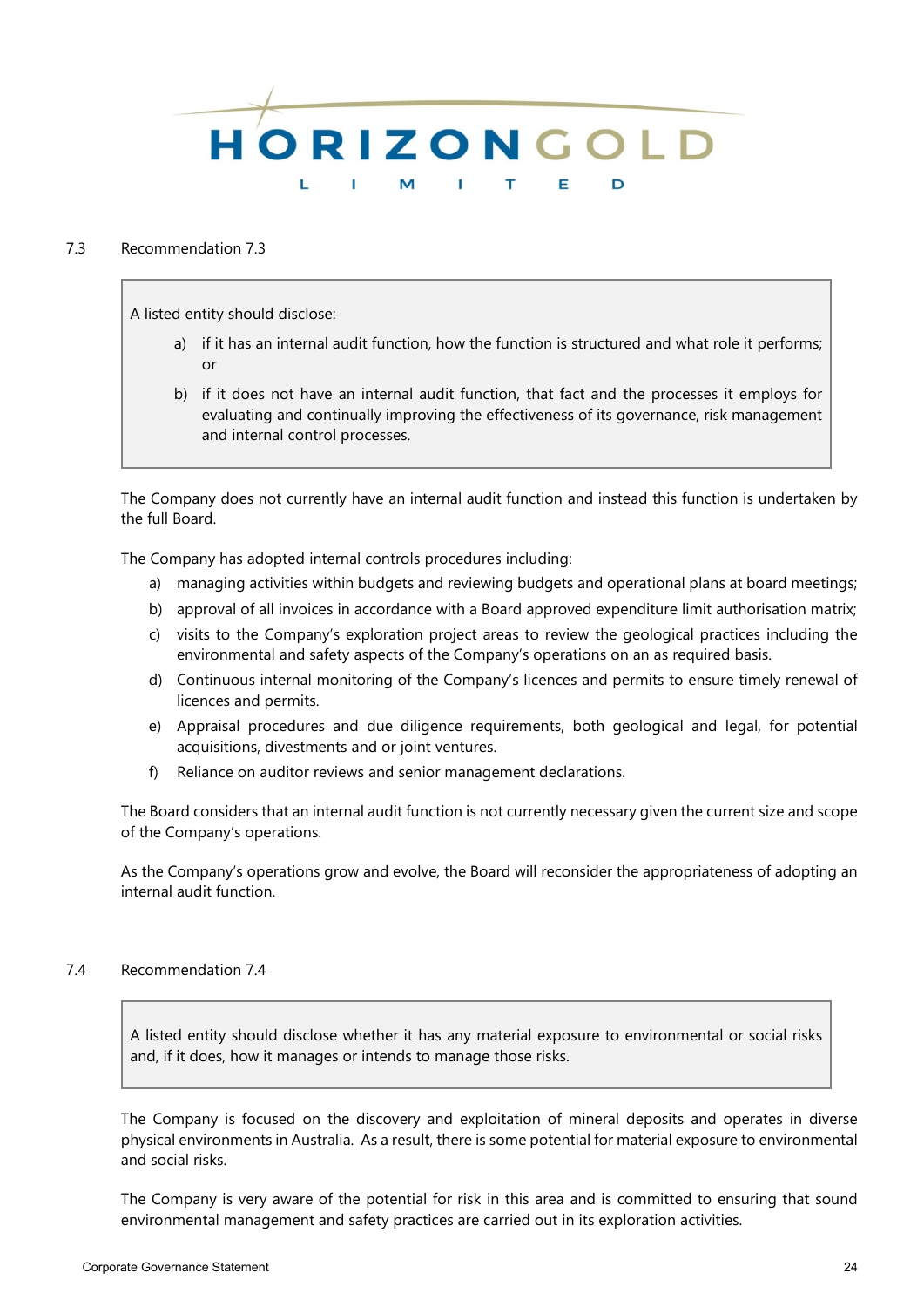### 7.3 Recommendation 7.3

> A listed entity should disclose:
>
> a) if it has an internal audit function, how the function is structured and what role it performs; or
>
> b) if it does not have an internal audit function, that fact and the processes it employs for evaluating and continually improving the effectiveness of its governance, risk management and internal control processes.

The Company does not currently have an internal audit function and instead this function is undertaken by the full Board.

The Company has adopted internal controls procedures including:

a) managing activities within budgets and reviewing budgets and operational plans at board meetings;

b) approval of all invoices in accordance with a Board approved expenditure limit authorisation matrix;

c) visits to the Company's exploration project areas to review the geological practices including the environmental and safety aspects of the Company's operations on an as required basis.

d) Continuous internal monitoring of the Company's licences and permits to ensure timely renewal of licences and permits.

e) Appraisal procedures and due diligence requirements, both geological and legal, for potential acquisitions, divestments and or joint ventures.

f) Reliance on auditor reviews and senior management declarations.

The Board considers that an internal audit function is not currently necessary given the current size and scope of the Company's operations.

As the Company's operations grow and evolve, the Board will reconsider the appropriateness of adopting an internal audit function.

### 7.4 Recommendation 7.4

> A listed entity should disclose whether it has any material exposure to environmental or social risks and, if it does, how it manages or intends to manage those risks.

The Company is focused on the discovery and exploitation of mineral deposits and operates in diverse physical environments in Australia. As a result, there is some potential for material exposure to environmental and social risks.

The Company is very aware of the potential for risk in this area and is committed to ensuring that sound environmental management and safety practices are carried out in its exploration activities.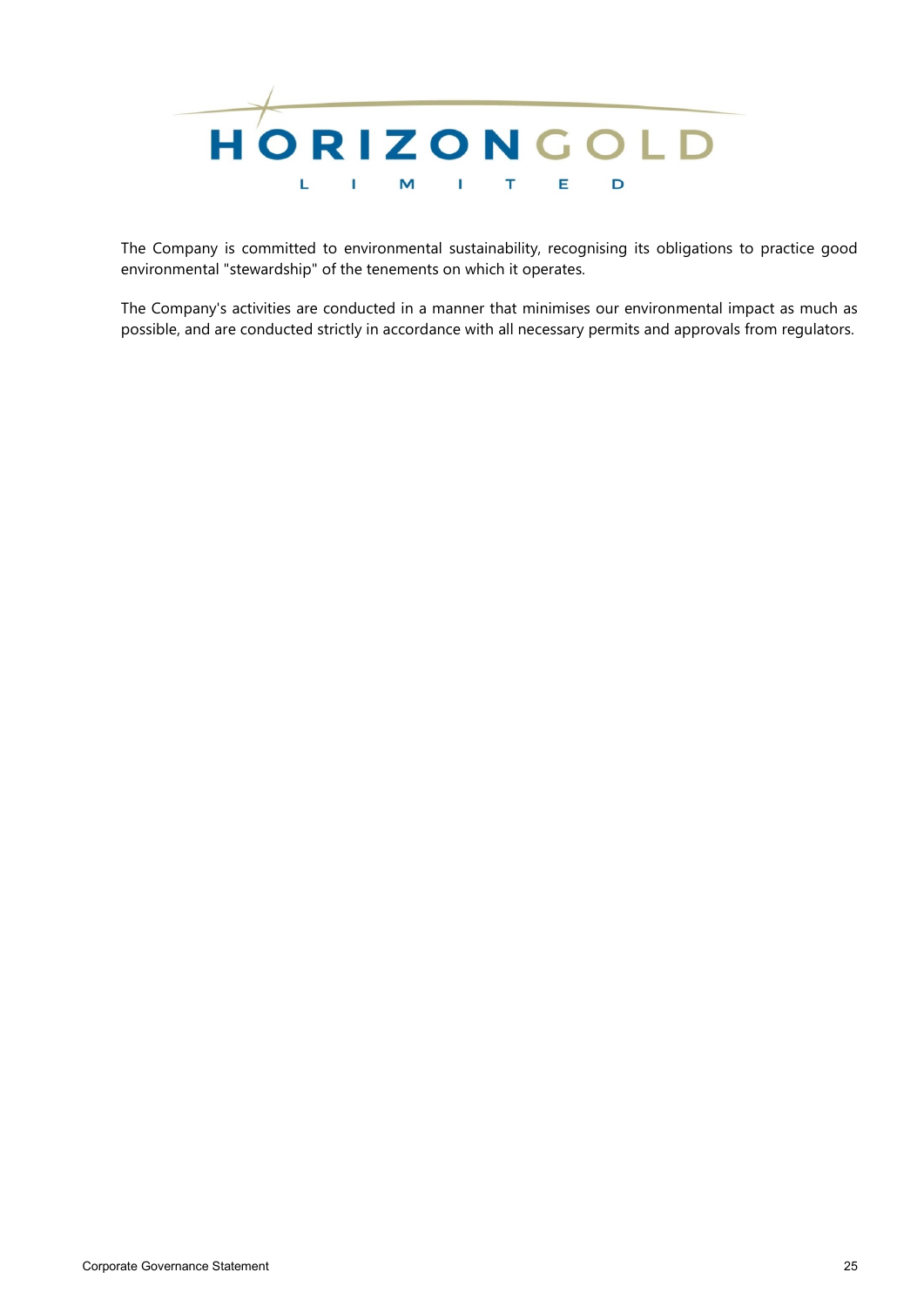The Company is committed to environmental sustainability, recognising its obligations to practice good environmental "stewardship" of the tenements on which it operates.

The Company's activities are conducted in a manner that minimises our environmental impact as much as possible, and are conducted strictly in accordance with all necessary permits and approvals from regulators.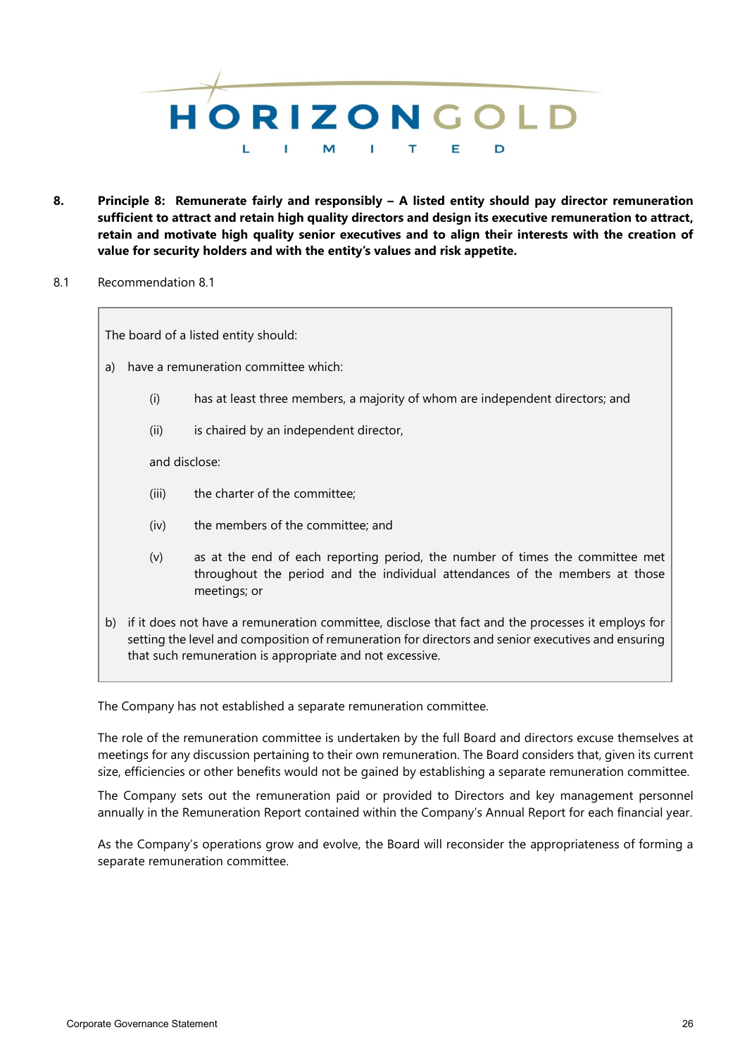**8. Principle 8: Remunerate fairly and responsibly – A listed entity should pay director remuneration sufficient to attract and retain high quality directors and design its executive remuneration to attract, retain and motivate high quality senior executives and to align their interests with the creation of value for security holders and with the entity's values and risk appetite.**

8.1 Recommendation 8.1

> The board of a listed entity should:
>
> a) have a remuneration committee which:
>
> (i) has at least three members, a majority of whom are independent directors; and
>
> (ii) is chaired by an independent director,
>
> and disclose:
>
> (iii) the charter of the committee;
>
> (iv) the members of the committee; and
>
> (v) as at the end of each reporting period, the number of times the committee met throughout the period and the individual attendances of the members at those meetings; or
>
> b) if it does not have a remuneration committee, disclose that fact and the processes it employs for setting the level and composition of remuneration for directors and senior executives and ensuring that such remuneration is appropriate and not excessive.

The Company has not established a separate remuneration committee.

The role of the remuneration committee is undertaken by the full Board and directors excuse themselves at meetings for any discussion pertaining to their own remuneration. The Board considers that, given its current size, efficiencies or other benefits would not be gained by establishing a separate remuneration committee.

The Company sets out the remuneration paid or provided to Directors and key management personnel annually in the Remuneration Report contained within the Company's Annual Report for each financial year.

As the Company's operations grow and evolve, the Board will reconsider the appropriateness of forming a separate remuneration committee.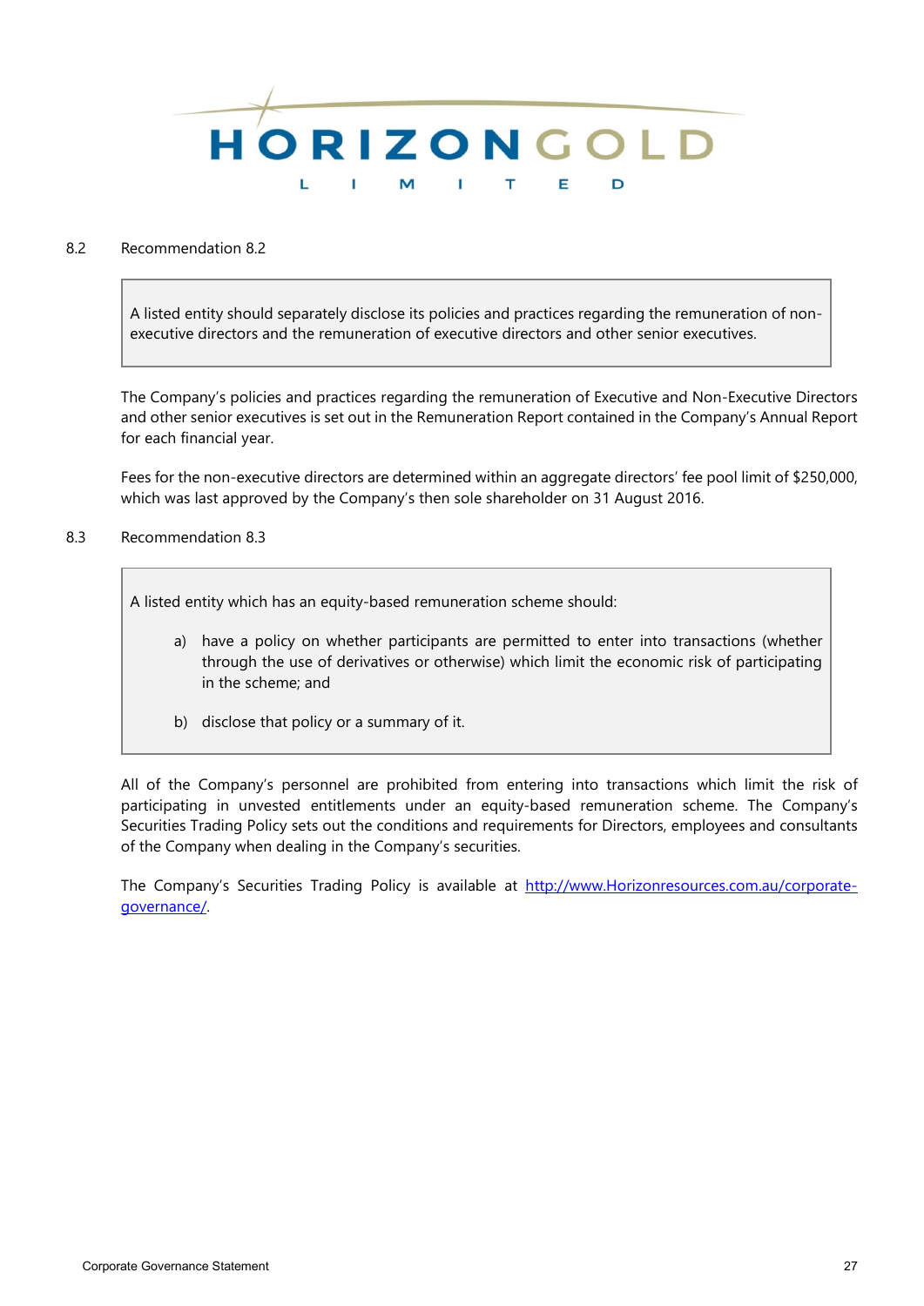8.2 Recommendation 8.2

> A listed entity should separately disclose its policies and practices regarding the remuneration of non-executive directors and the remuneration of executive directors and other senior executives.

The Company's policies and practices regarding the remuneration of Executive and Non-Executive Directors and other senior executives is set out in the Remuneration Report contained in the Company's Annual Report for each financial year.

Fees for the non-executive directors are determined within an aggregate directors' fee pool limit of $250,000, which was last approved by the Company's then sole shareholder on 31 August 2016.

8.3 Recommendation 8.3

> A listed entity which has an equity-based remuneration scheme should:
>
> a) have a policy on whether participants are permitted to enter into transactions (whether through the use of derivatives or otherwise) which limit the economic risk of participating in the scheme; and
>
> b) disclose that policy or a summary of it.

All of the Company's personnel are prohibited from entering into transactions which limit the risk of participating in unvested entitlements under an equity-based remuneration scheme. The Company's Securities Trading Policy sets out the conditions and requirements for Directors, employees and consultants of the Company when dealing in the Company's securities.

The Company's Securities Trading Policy is available at http://www.Horizonresources.com.au/corporate-governance/.